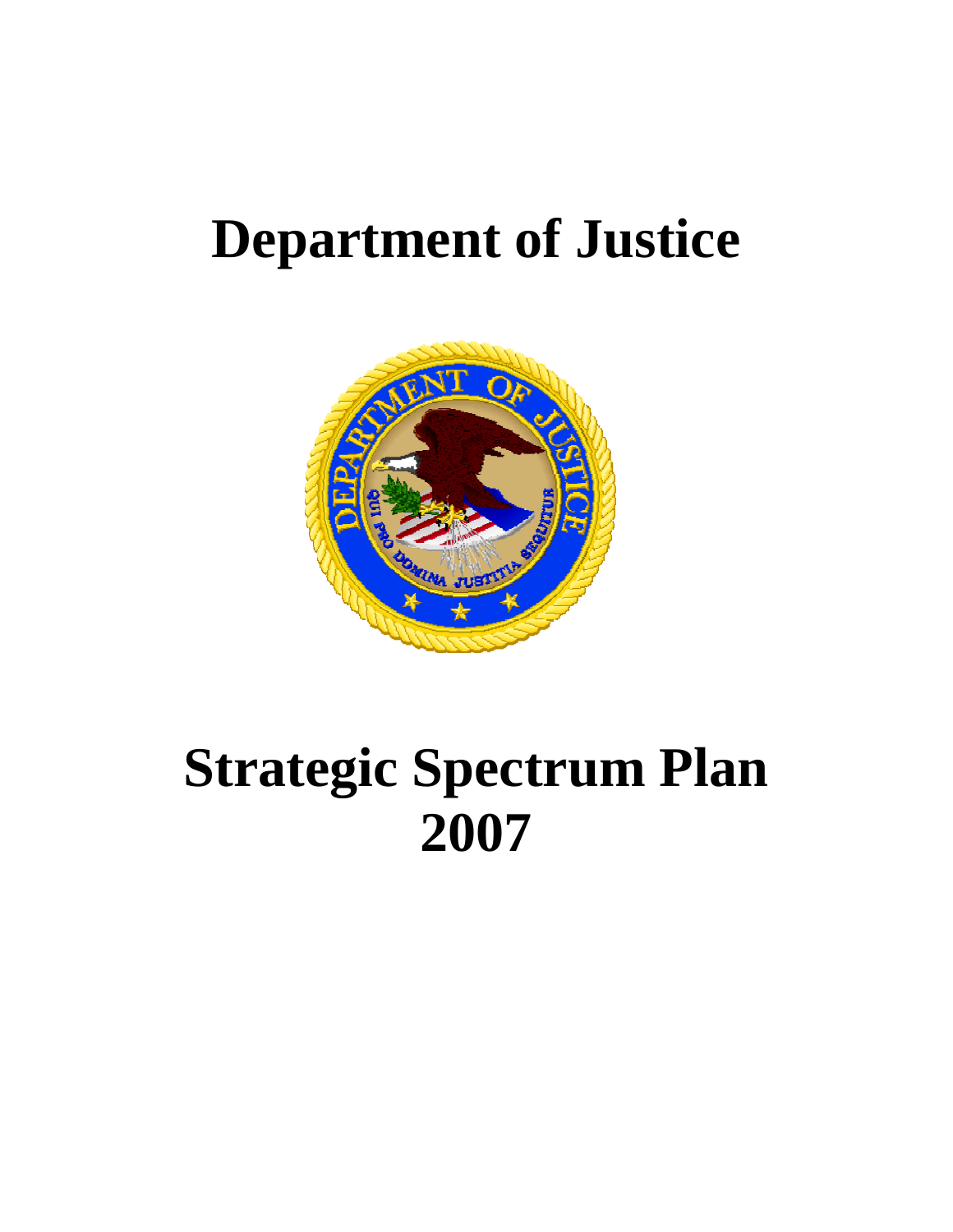# Department of Justice

# Strategic Spectrum Plan 2007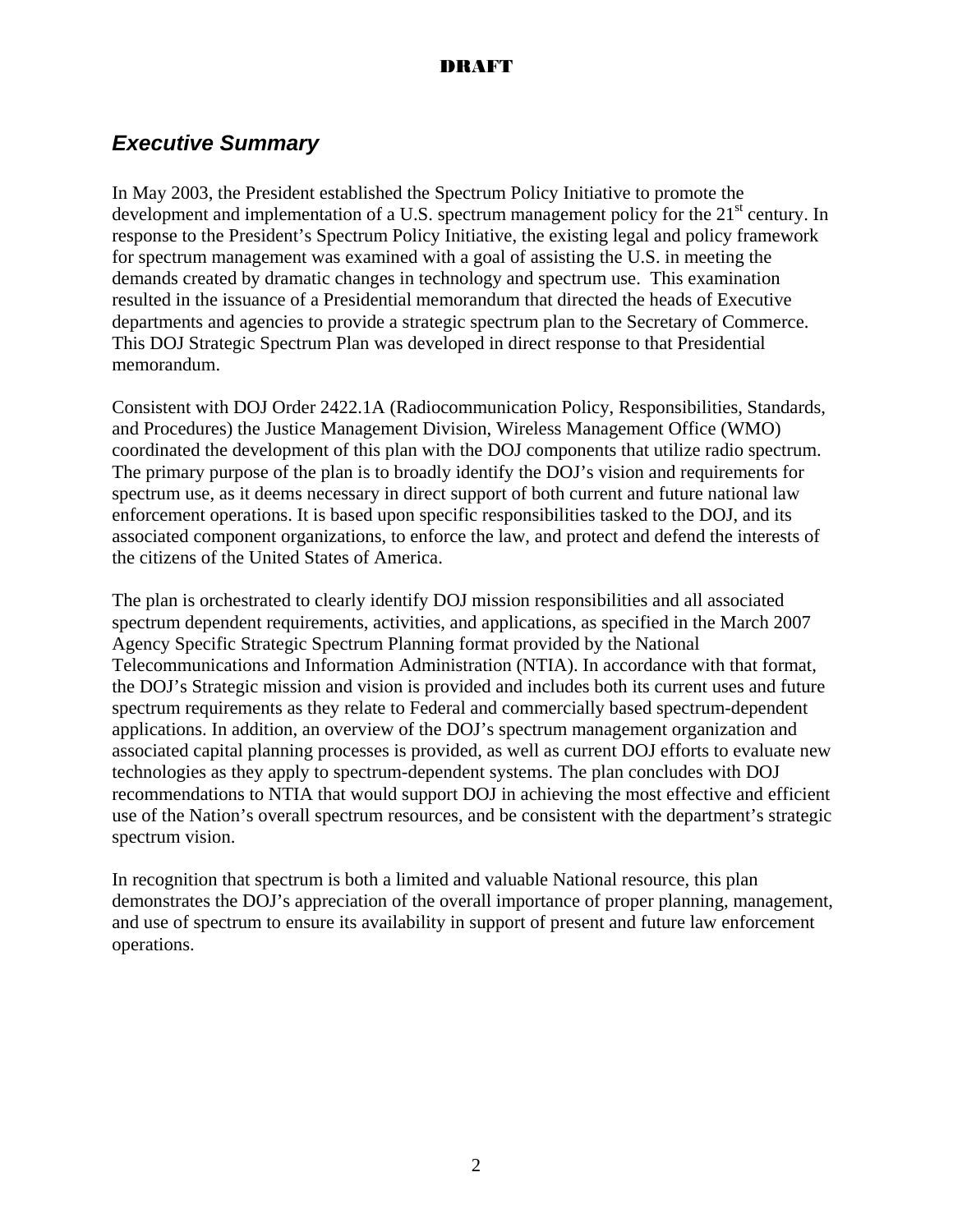## *Executive Summary*

In May 2003, the President established the Spectrum Policy Initiative to promote the development and implementation of a U.S. spectrum management policy for the 21st century. In response to the President's Spectrum Policy Initiative, the existing legal and policy framework for spectrum management was examined with a goal of assisting the U.S. in meeting the demands created by dramatic changes in technology and spectrum use. This examination resulted in the issuance of a Presidential memorandum that directed the heads of Executive departments and agencies to provide a strategic spectrum plan to the Secretary of Commerce. This DOJ Strategic Spectrum Plan was developed in direct response to that Presidential memorandum.

Consistent with DOJ Order 2422.1A (Radiocommunication Policy, Responsibilities, Standards, and Procedures) the Justice Management Division, Wireless Management Office (WMO) coordinated the development of this plan with the DOJ components that utilize radio spectrum. The primary purpose of the plan is to broadly identify the DOJ's vision and requirements for spectrum use, as it deems necessary in direct support of both current and future national law enforcement operations. It is based upon specific responsibilities tasked to the DOJ, and its associated component organizations, to enforce the law, and protect and defend the interests of the citizens of the United States of America.

The plan is orchestrated to clearly identify DOJ mission responsibilities and all associated spectrum dependent requirements, activities, and applications, as specified in the March 2007 Agency Specific Strategic Spectrum Planning format provided by the National Telecommunications and Information Administration (NTIA). In accordance with that format, the DOJ's Strategic mission and vision is provided and includes both its current uses and future spectrum requirements as they relate to Federal and commercially based spectrum-dependent applications. In addition, an overview of the DOJ's spectrum management organization and associated capital planning processes is provided, as well as current DOJ efforts to evaluate new technologies as they apply to spectrum-dependent systems. The plan concludes with DOJ recommendations to NTIA that would support DOJ in achieving the most effective and efficient use of the Nation's overall spectrum resources, and be consistent with the department's strategic spectrum vision.

In recognition that spectrum is both a limited and valuable National resource, this plan demonstrates the DOJ's appreciation of the overall importance of proper planning, management, and use of spectrum to ensure its availability in support of present and future law enforcement operations.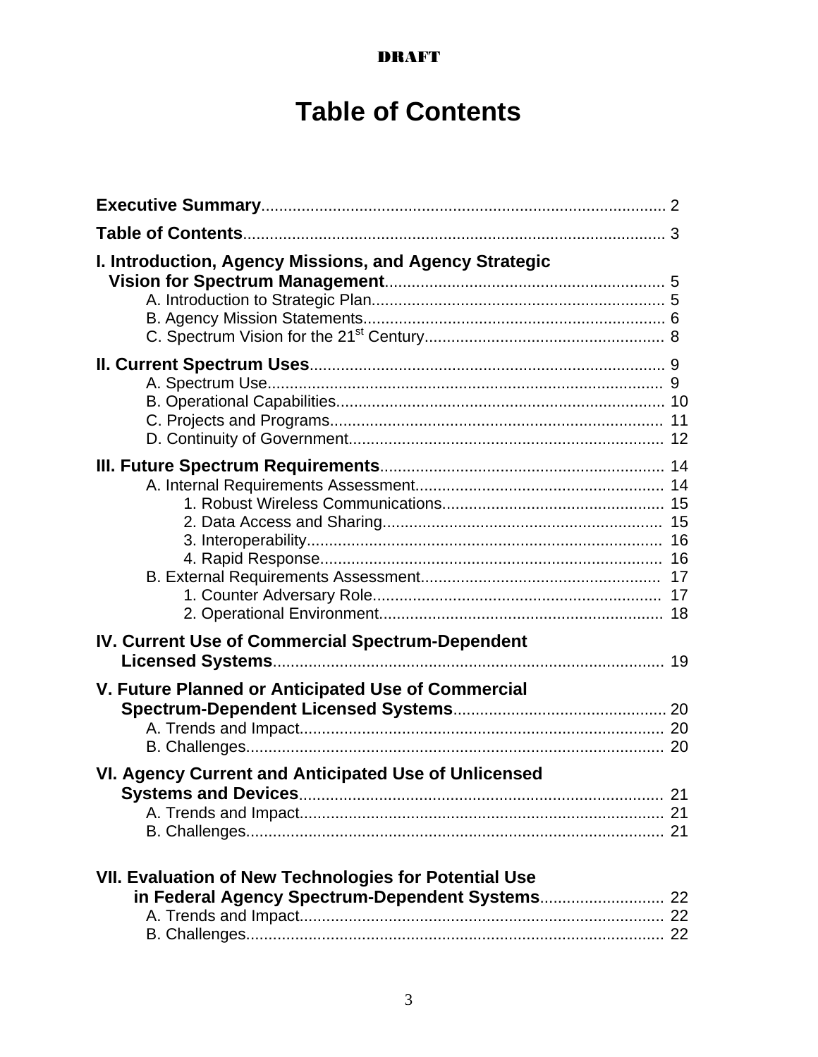# Table of Contents

**Executive Summary**........................................................................................ 2

**Table of Contents**.............................................................................................. 3

**I. Introduction, Agency Missions, and Agency Strategic Vision for Spectrum Management**............................................................. 5

- A. Introduction to Strategic Plan................................................................. 5
- B. Agency Mission Statements.................................................................. 6
- C. Spectrum Vision for the 21st Century..................................................... 8

**II. Current Spectrum Uses**.............................................................................. 9

- A. Spectrum Use......................................................................................... 9
- B. Operational Capabilities......................................................................... 10
- C. Projects and Programs........................................................................... 11
- D. Continuity of Government...................................................................... 12

**III. Future Spectrum Requirements**............................................................... 14

- A. Internal Requirements Assessment....................................................... 14
  - 1. Robust Wireless Communications................................................. 15
  - 2. Data Access and Sharing.............................................................. 15
  - 3. Interoperability............................................................................... 16
  - 4. Rapid Response............................................................................. 16
- B. External Requirements Assessment..................................................... 17
  - 1. Counter Adversary Role................................................................ 17
  - 2. Operational Environment............................................................... 18

**IV. Current Use of Commercial Spectrum-Dependent Licensed Systems**...................................................................................... 19

**V. Future Planned or Anticipated Use of Commercial Spectrum-Dependent Licensed Systems**............................................... 20

- A. Trends and Impact................................................................................. 20
- B. Challenges............................................................................................. 20

**VI. Agency Current and Anticipated Use of Unlicensed Systems and Devices**................................................................................. 21

- A. Trends and Impact................................................................................. 21
- B. Challenges............................................................................................. 21

**VII. Evaluation of New Technologies for Potential Use in Federal Agency Spectrum-Dependent Systems**........................... 22

- A. Trends and Impact................................................................................. 22
- B. Challenges............................................................................................. 22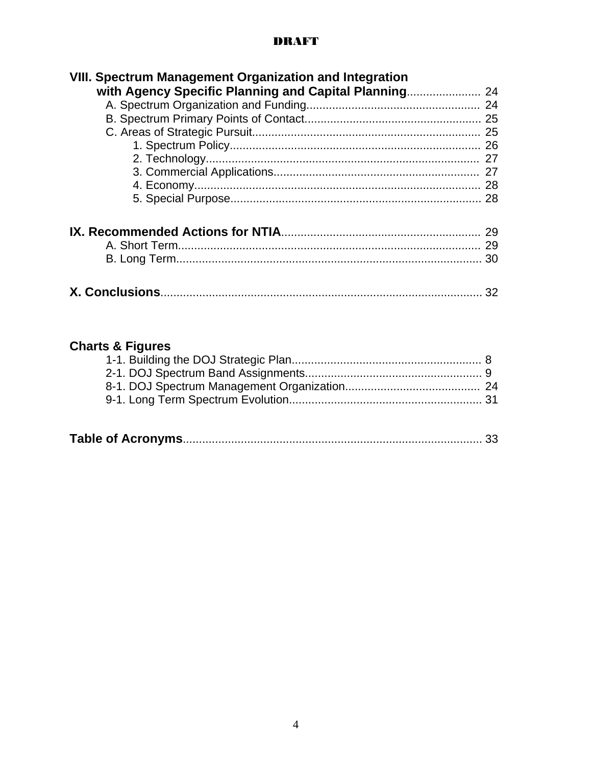**VIII. Spectrum Management Organization and Integration with Agency Specific Planning and Capital Planning** ....................... 24

A. Spectrum Organization and Funding...................................................... 24

B. Spectrum Primary Points of Contact....................................................... 25

C. Areas of Strategic Pursuit....................................................................... 25

1. Spectrum Policy............................................................................. 26

2. Technology..................................................................................... 27

3. Commercial Applications................................................................ 27

4. Economy......................................................................................... 28

5. Special Purpose.............................................................................. 28

**IX. Recommended Actions for NTIA**.............................................................. 29

A. Short Term.............................................................................................. 29

B. Long Term............................................................................................... 30

**X. Conclusions**.................................................................................................... 32

**Charts & Figures**

1-1. Building the DOJ Strategic Plan........................................................... 8

2-1. DOJ Spectrum Band Assignments....................................................... 9

8-1. DOJ Spectrum Management Organization.......................................... 24

9-1. Long Term Spectrum Evolution............................................................ 31

**Table of Acronyms**............................................................................................. 33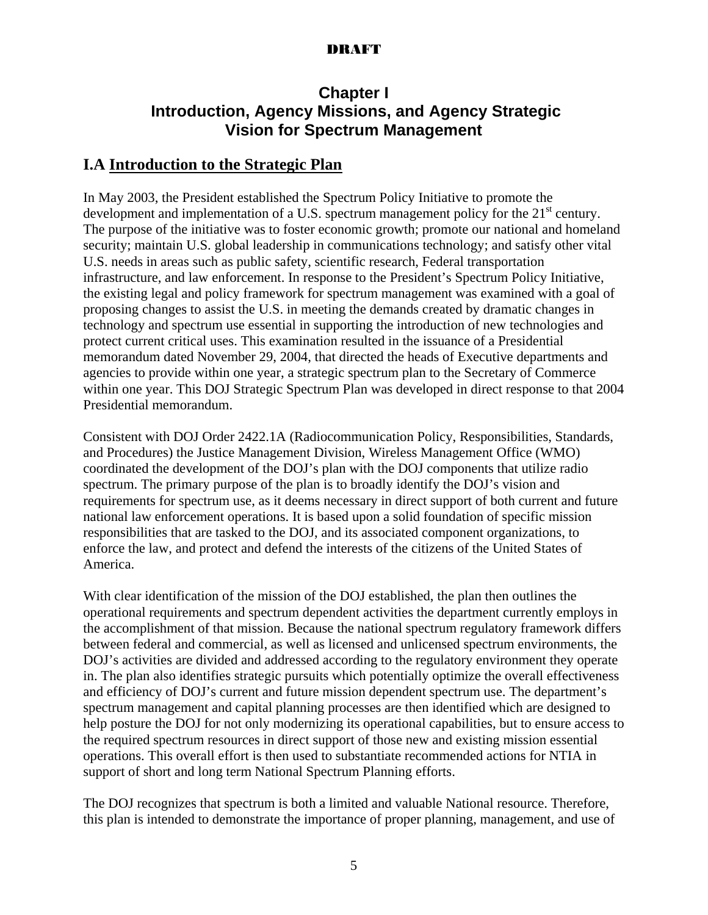# Chapter I
# Introduction, Agency Missions, and Agency Strategic Vision for Spectrum Management

## I.A Introduction to the Strategic Plan

In May 2003, the President established the Spectrum Policy Initiative to promote the development and implementation of a U.S. spectrum management policy for the 21st century. The purpose of the initiative was to foster economic growth; promote our national and homeland security; maintain U.S. global leadership in communications technology; and satisfy other vital U.S. needs in areas such as public safety, scientific research, Federal transportation infrastructure, and law enforcement. In response to the President's Spectrum Policy Initiative, the existing legal and policy framework for spectrum management was examined with a goal of proposing changes to assist the U.S. in meeting the demands created by dramatic changes in technology and spectrum use essential in supporting the introduction of new technologies and protect current critical uses. This examination resulted in the issuance of a Presidential memorandum dated November 29, 2004, that directed the heads of Executive departments and agencies to provide within one year, a strategic spectrum plan to the Secretary of Commerce within one year. This DOJ Strategic Spectrum Plan was developed in direct response to that 2004 Presidential memorandum.

Consistent with DOJ Order 2422.1A (Radiocommunication Policy, Responsibilities, Standards, and Procedures) the Justice Management Division, Wireless Management Office (WMO) coordinated the development of the DOJ's plan with the DOJ components that utilize radio spectrum. The primary purpose of the plan is to broadly identify the DOJ's vision and requirements for spectrum use, as it deems necessary in direct support of both current and future national law enforcement operations. It is based upon a solid foundation of specific mission responsibilities that are tasked to the DOJ, and its associated component organizations, to enforce the law, and protect and defend the interests of the citizens of the United States of America.

With clear identification of the mission of the DOJ established, the plan then outlines the operational requirements and spectrum dependent activities the department currently employs in the accomplishment of that mission. Because the national spectrum regulatory framework differs between federal and commercial, as well as licensed and unlicensed spectrum environments, the DOJ's activities are divided and addressed according to the regulatory environment they operate in. The plan also identifies strategic pursuits which potentially optimize the overall effectiveness and efficiency of DOJ's current and future mission dependent spectrum use. The department's spectrum management and capital planning processes are then identified which are designed to help posture the DOJ for not only modernizing its operational capabilities, but to ensure access to the required spectrum resources in direct support of those new and existing mission essential operations. This overall effort is then used to substantiate recommended actions for NTIA in support of short and long term National Spectrum Planning efforts.

The DOJ recognizes that spectrum is both a limited and valuable National resource. Therefore, this plan is intended to demonstrate the importance of proper planning, management, and use of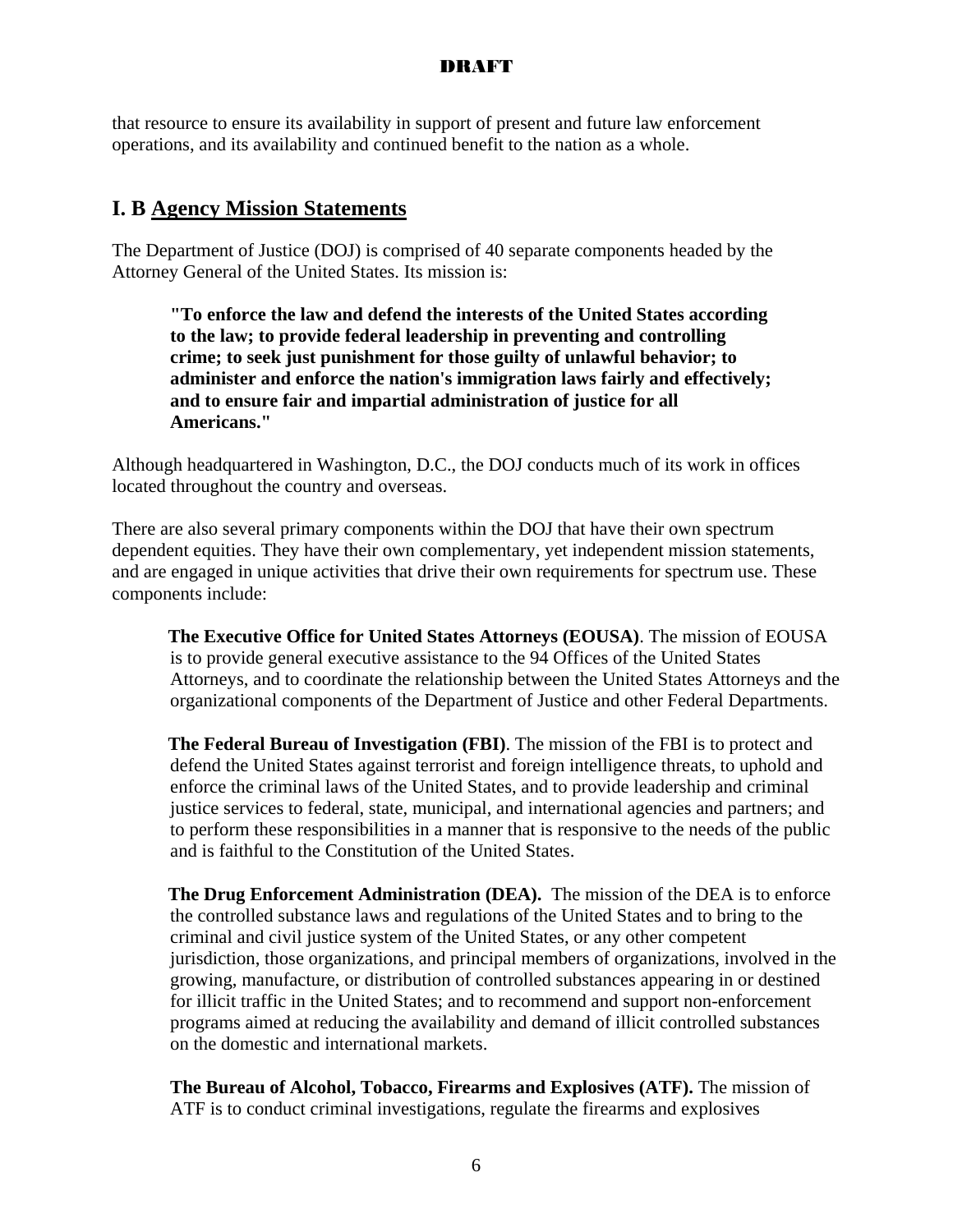that resource to ensure its availability in support of present and future law enforcement operations, and its availability and continued benefit to the nation as a whole.

## I. B Agency Mission Statements

The Department of Justice (DOJ) is comprised of 40 separate components headed by the Attorney General of the United States. Its mission is:

> **"To enforce the law and defend the interests of the United States according to the law; to provide federal leadership in preventing and controlling crime; to seek just punishment for those guilty of unlawful behavior; to administer and enforce the nation's immigration laws fairly and effectively; and to ensure fair and impartial administration of justice for all Americans."**

Although headquartered in Washington, D.C., the DOJ conducts much of its work in offices located throughout the country and overseas.

There are also several primary components within the DOJ that have their own spectrum dependent equities. They have their own complementary, yet independent mission statements, and are engaged in unique activities that drive their own requirements for spectrum use. These components include:

**The Executive Office for United States Attorneys (EOUSA)**. The mission of EOUSA is to provide general executive assistance to the 94 Offices of the United States Attorneys, and to coordinate the relationship between the United States Attorneys and the organizational components of the Department of Justice and other Federal Departments.

**The Federal Bureau of Investigation (FBI)**. The mission of the FBI is to protect and defend the United States against terrorist and foreign intelligence threats, to uphold and enforce the criminal laws of the United States, and to provide leadership and criminal justice services to federal, state, municipal, and international agencies and partners; and to perform these responsibilities in a manner that is responsive to the needs of the public and is faithful to the Constitution of the United States.

**The Drug Enforcement Administration (DEA).** The mission of the DEA is to enforce the controlled substance laws and regulations of the United States and to bring to the criminal and civil justice system of the United States, or any other competent jurisdiction, those organizations, and principal members of organizations, involved in the growing, manufacture, or distribution of controlled substances appearing in or destined for illicit traffic in the United States; and to recommend and support non-enforcement programs aimed at reducing the availability and demand of illicit controlled substances on the domestic and international markets.

**The Bureau of Alcohol, Tobacco, Firearms and Explosives (ATF).** The mission of ATF is to conduct criminal investigations, regulate the firearms and explosives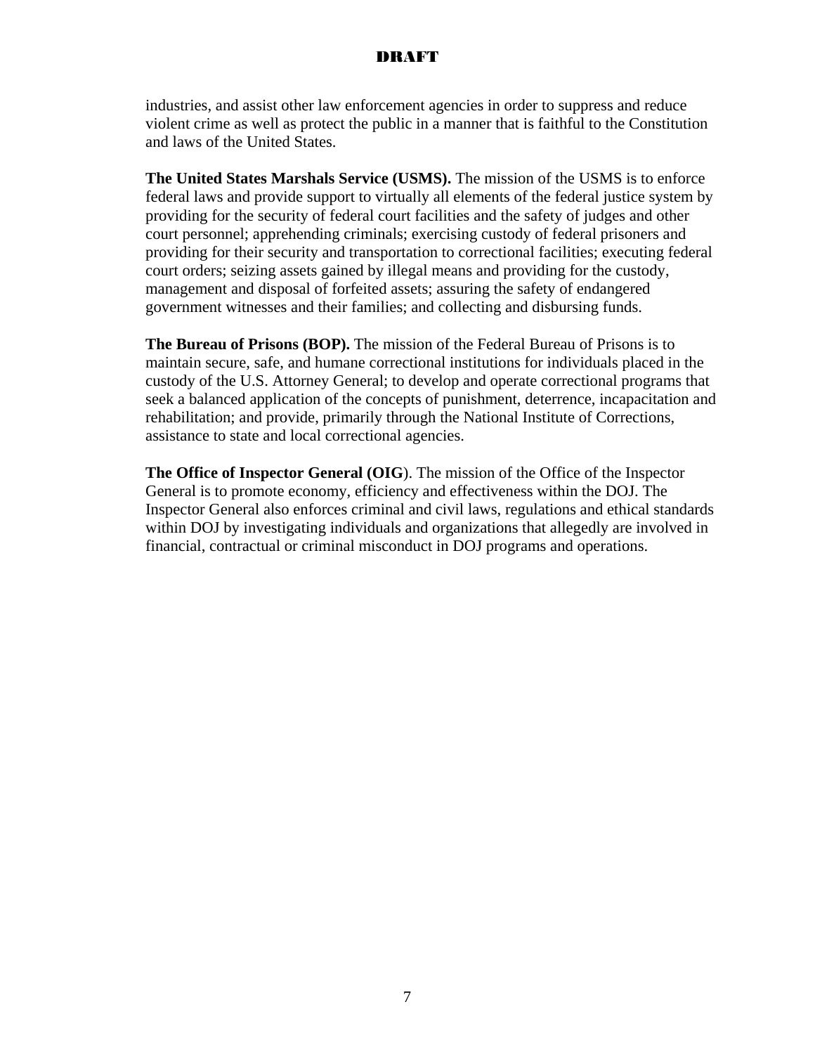industries, and assist other law enforcement agencies in order to suppress and reduce violent crime as well as protect the public in a manner that is faithful to the Constitution and laws of the United States.

**The United States Marshals Service (USMS).** The mission of the USMS is to enforce federal laws and provide support to virtually all elements of the federal justice system by providing for the security of federal court facilities and the safety of judges and other court personnel; apprehending criminals; exercising custody of federal prisoners and providing for their security and transportation to correctional facilities; executing federal court orders; seizing assets gained by illegal means and providing for the custody, management and disposal of forfeited assets; assuring the safety of endangered government witnesses and their families; and collecting and disbursing funds.

**The Bureau of Prisons (BOP).** The mission of the Federal Bureau of Prisons is to maintain secure, safe, and humane correctional institutions for individuals placed in the custody of the U.S. Attorney General; to develop and operate correctional programs that seek a balanced application of the concepts of punishment, deterrence, incapacitation and rehabilitation; and provide, primarily through the National Institute of Corrections, assistance to state and local correctional agencies.

**The Office of Inspector General (OIG**). The mission of the Office of the Inspector General is to promote economy, efficiency and effectiveness within the DOJ. The Inspector General also enforces criminal and civil laws, regulations and ethical standards within DOJ by investigating individuals and organizations that allegedly are involved in financial, contractual or criminal misconduct in DOJ programs and operations.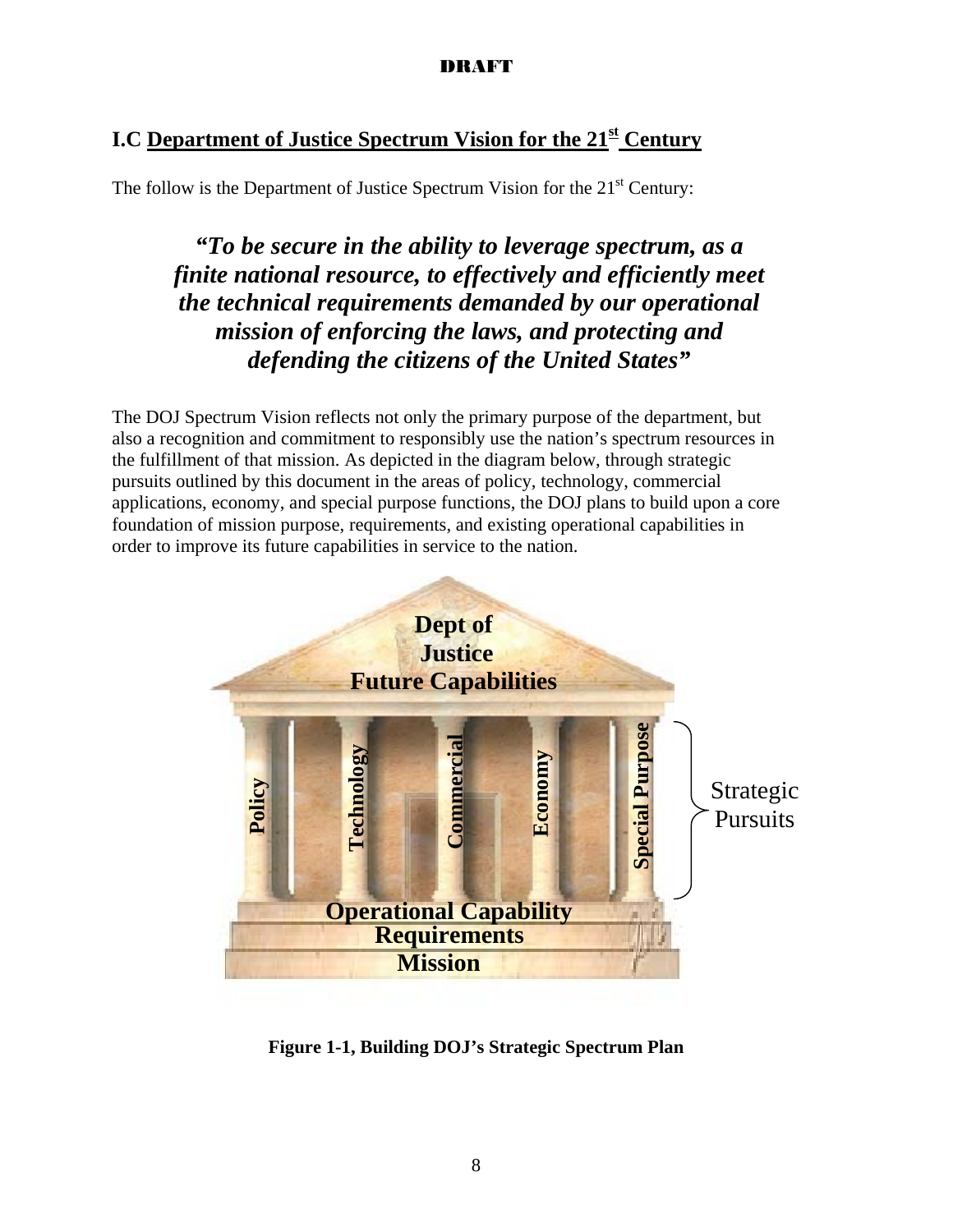## I.C Department of Justice Spectrum Vision for the 21st Century

The follow is the Department of Justice Spectrum Vision for the 21st Century:

***"To be secure in the ability to leverage spectrum, as a finite national resource, to effectively and efficiently meet the technical requirements demanded by our operational mission of enforcing the laws, and protecting and defending the citizens of the United States"***

The DOJ Spectrum Vision reflects not only the primary purpose of the department, but also a recognition and commitment to responsibly use the nation's spectrum resources in the fulfillment of that mission. As depicted in the diagram below, through strategic pursuits outlined by this document in the areas of policy, technology, commercial applications, economy, and special purpose functions, the DOJ plans to build upon a core foundation of mission purpose, requirements, and existing operational capabilities in order to improve its future capabilities in service to the nation.

Dept of Justice Future Capabilities

Policy

Technology

Commercial

Economy

Special Purpose

Strategic Pursuits

Operational Capability

Requirements

Mission

**Figure 1-1, Building DOJ's Strategic Spectrum Plan**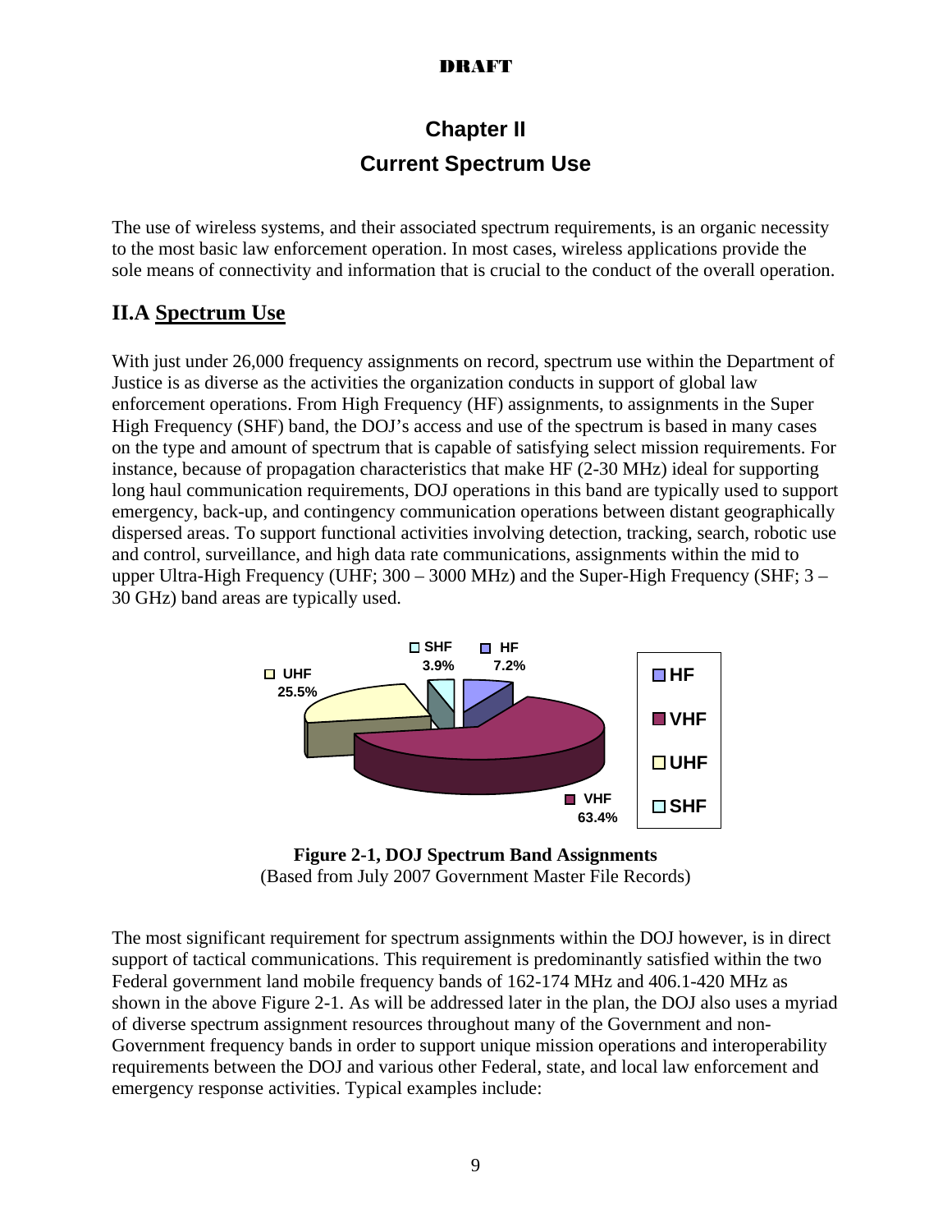# Chapter II
# Current Spectrum Use

The use of wireless systems, and their associated spectrum requirements, is an organic necessity to the most basic law enforcement operation. In most cases, wireless applications provide the sole means of connectivity and information that is crucial to the conduct of the overall operation.

## II.A Spectrum Use

With just under 26,000 frequency assignments on record, spectrum use within the Department of Justice is as diverse as the activities the organization conducts in support of global law enforcement operations. From High Frequency (HF) assignments, to assignments in the Super High Frequency (SHF) band, the DOJ's access and use of the spectrum is based in many cases on the type and amount of spectrum that is capable of satisfying select mission requirements. For instance, because of propagation characteristics that make HF (2-30 MHz) ideal for supporting long haul communication requirements, DOJ operations in this band are typically used to support emergency, back-up, and contingency communication operations between distant geographically dispersed areas. To support functional activities involving detection, tracking, search, robotic use and control, surveillance, and high data rate communications, assignments within the mid to upper Ultra-High Frequency (UHF; 300 – 3000 MHz) and the Super-High Frequency (SHF; 3 – 30 GHz) band areas are typically used.

SHF 3.9%
HF 7.2%
UHF 25.5%
VHF 63.4%

HF
VHF
UHF
SHF

**Figure 2-1, DOJ Spectrum Band Assignments**
(Based from July 2007 Government Master File Records)

The most significant requirement for spectrum assignments within the DOJ however, is in direct support of tactical communications. This requirement is predominantly satisfied within the two Federal government land mobile frequency bands of 162-174 MHz and 406.1-420 MHz as shown in the above Figure 2-1. As will be addressed later in the plan, the DOJ also uses a myriad of diverse spectrum assignment resources throughout many of the Government and non-Government frequency bands in order to support unique mission operations and interoperability requirements between the DOJ and various other Federal, state, and local law enforcement and emergency response activities. Typical examples include: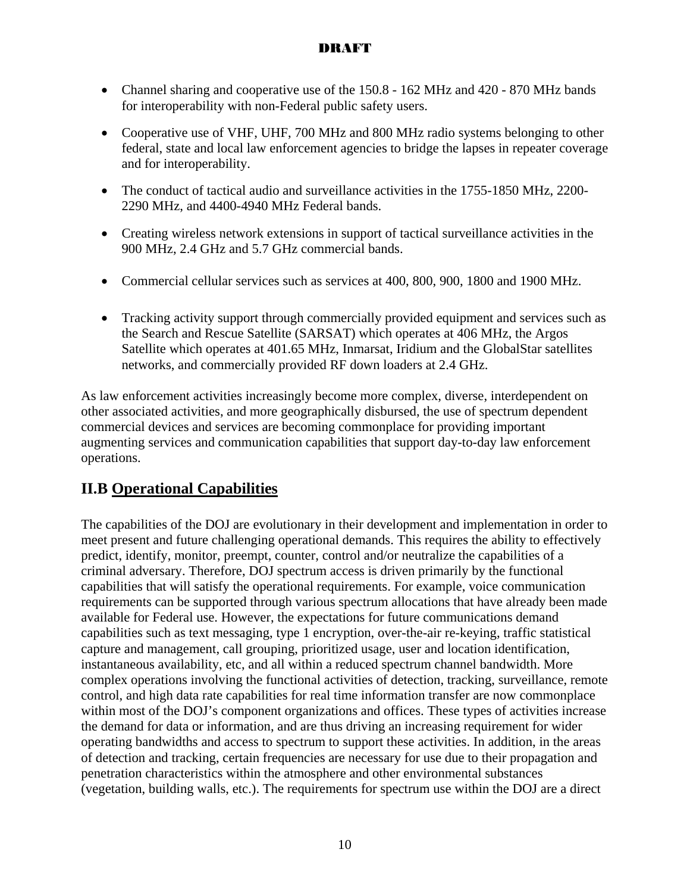- Channel sharing and cooperative use of the 150.8 - 162 MHz and 420 - 870 MHz bands for interoperability with non-Federal public safety users.

- Cooperative use of VHF, UHF, 700 MHz and 800 MHz radio systems belonging to other federal, state and local law enforcement agencies to bridge the lapses in repeater coverage and for interoperability.

- The conduct of tactical audio and surveillance activities in the 1755-1850 MHz, 2200-2290 MHz, and 4400-4940 MHz Federal bands.

- Creating wireless network extensions in support of tactical surveillance activities in the 900 MHz, 2.4 GHz and 5.7 GHz commercial bands.

- Commercial cellular services such as services at 400, 800, 900, 1800 and 1900 MHz.

- Tracking activity support through commercially provided equipment and services such as the Search and Rescue Satellite (SARSAT) which operates at 406 MHz, the Argos Satellite which operates at 401.65 MHz, Inmarsat, Iridium and the GlobalStar satellites networks, and commercially provided RF down loaders at 2.4 GHz.

As law enforcement activities increasingly become more complex, diverse, interdependent on other associated activities, and more geographically disbursed, the use of spectrum dependent commercial devices and services are becoming commonplace for providing important augmenting services and communication capabilities that support day-to-day law enforcement operations.

## II.B Operational Capabilities

The capabilities of the DOJ are evolutionary in their development and implementation in order to meet present and future challenging operational demands. This requires the ability to effectively predict, identify, monitor, preempt, counter, control and/or neutralize the capabilities of a criminal adversary. Therefore, DOJ spectrum access is driven primarily by the functional capabilities that will satisfy the operational requirements. For example, voice communication requirements can be supported through various spectrum allocations that have already been made available for Federal use. However, the expectations for future communications demand capabilities such as text messaging, type 1 encryption, over-the-air re-keying, traffic statistical capture and management, call grouping, prioritized usage, user and location identification, instantaneous availability, etc, and all within a reduced spectrum channel bandwidth. More complex operations involving the functional activities of detection, tracking, surveillance, remote control, and high data rate capabilities for real time information transfer are now commonplace within most of the DOJ's component organizations and offices. These types of activities increase the demand for data or information, and are thus driving an increasing requirement for wider operating bandwidths and access to spectrum to support these activities. In addition, in the areas of detection and tracking, certain frequencies are necessary for use due to their propagation and penetration characteristics within the atmosphere and other environmental substances (vegetation, building walls, etc.). The requirements for spectrum use within the DOJ are a direct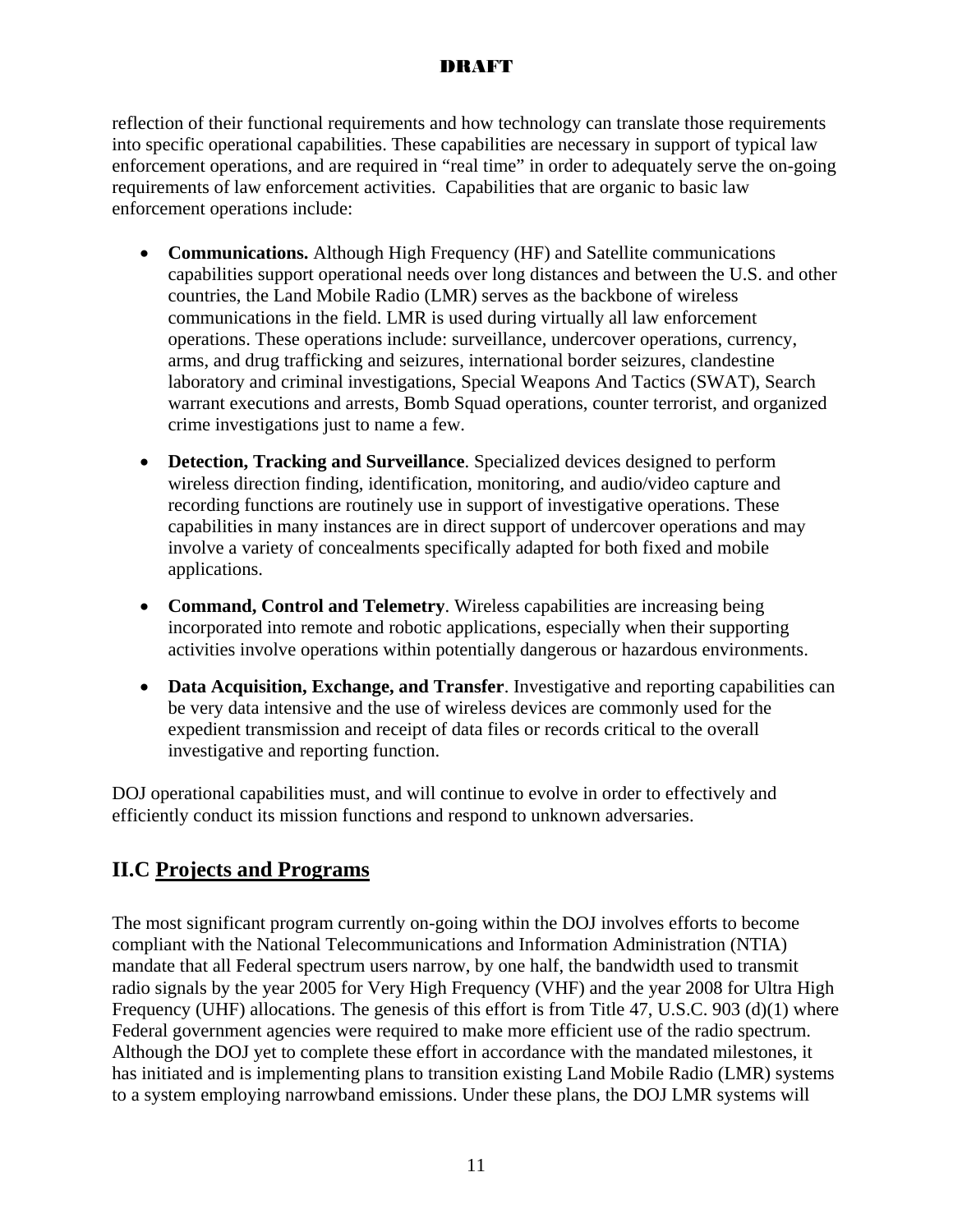reflection of their functional requirements and how technology can translate those requirements into specific operational capabilities. These capabilities are necessary in support of typical law enforcement operations, and are required in "real time" in order to adequately serve the on-going requirements of law enforcement activities. Capabilities that are organic to basic law enforcement operations include:

- **Communications.** Although High Frequency (HF) and Satellite communications capabilities support operational needs over long distances and between the U.S. and other countries, the Land Mobile Radio (LMR) serves as the backbone of wireless communications in the field. LMR is used during virtually all law enforcement operations. These operations include: surveillance, undercover operations, currency, arms, and drug trafficking and seizures, international border seizures, clandestine laboratory and criminal investigations, Special Weapons And Tactics (SWAT), Search warrant executions and arrests, Bomb Squad operations, counter terrorist, and organized crime investigations just to name a few.

- **Detection, Tracking and Surveillance**. Specialized devices designed to perform wireless direction finding, identification, monitoring, and audio/video capture and recording functions are routinely use in support of investigative operations. These capabilities in many instances are in direct support of undercover operations and may involve a variety of concealments specifically adapted for both fixed and mobile applications.

- **Command, Control and Telemetry**. Wireless capabilities are increasing being incorporated into remote and robotic applications, especially when their supporting activities involve operations within potentially dangerous or hazardous environments.

- **Data Acquisition, Exchange, and Transfer**. Investigative and reporting capabilities can be very data intensive and the use of wireless devices are commonly used for the expedient transmission and receipt of data files or records critical to the overall investigative and reporting function.

DOJ operational capabilities must, and will continue to evolve in order to effectively and efficiently conduct its mission functions and respond to unknown adversaries.

## II.C Projects and Programs

The most significant program currently on-going within the DOJ involves efforts to become compliant with the National Telecommunications and Information Administration (NTIA) mandate that all Federal spectrum users narrow, by one half, the bandwidth used to transmit radio signals by the year 2005 for Very High Frequency (VHF) and the year 2008 for Ultra High Frequency (UHF) allocations. The genesis of this effort is from Title 47, U.S.C. 903 (d)(1) where Federal government agencies were required to make more efficient use of the radio spectrum. Although the DOJ yet to complete these effort in accordance with the mandated milestones, it has initiated and is implementing plans to transition existing Land Mobile Radio (LMR) systems to a system employing narrowband emissions. Under these plans, the DOJ LMR systems will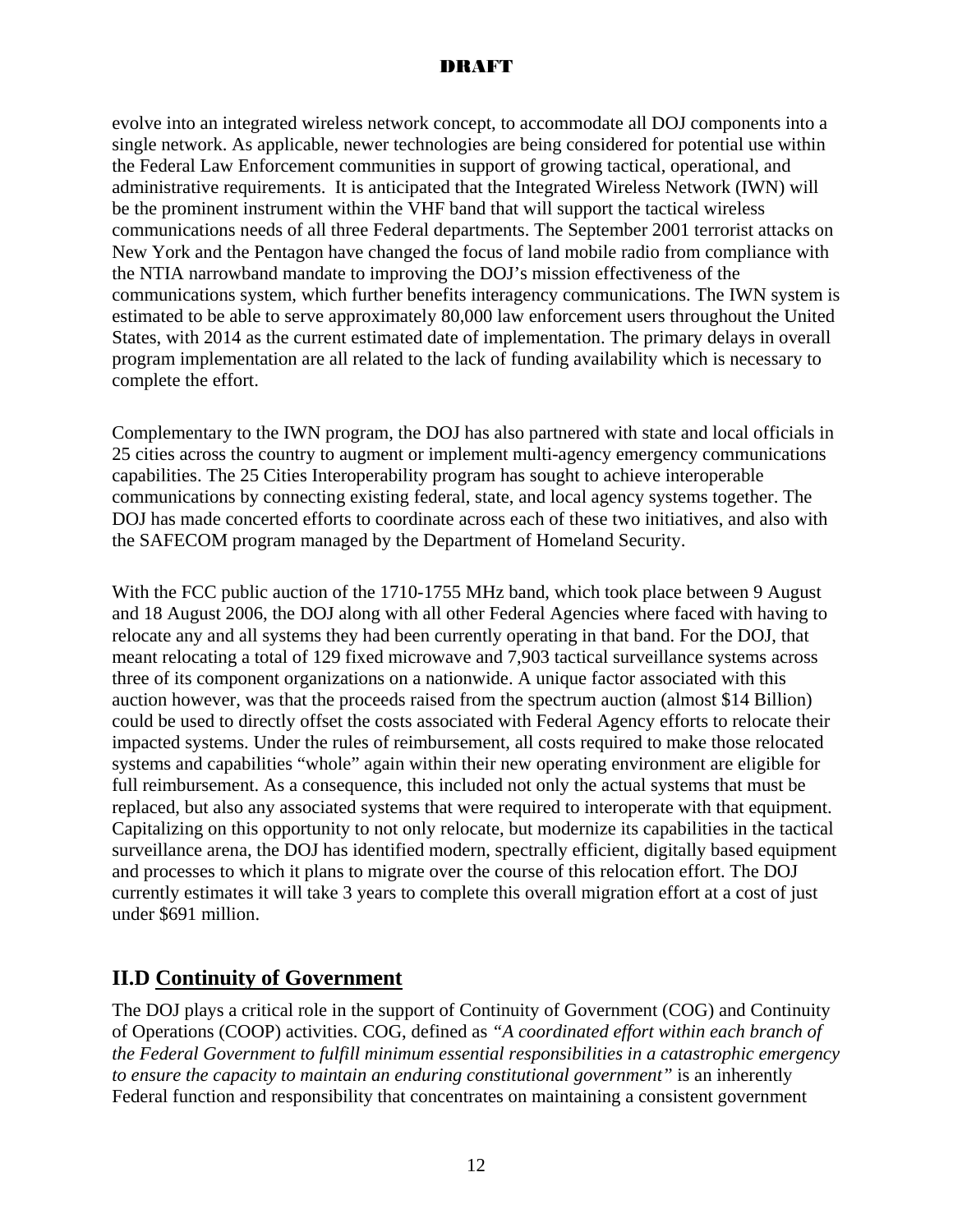evolve into an integrated wireless network concept, to accommodate all DOJ components into a single network. As applicable, newer technologies are being considered for potential use within the Federal Law Enforcement communities in support of growing tactical, operational, and administrative requirements. It is anticipated that the Integrated Wireless Network (IWN) will be the prominent instrument within the VHF band that will support the tactical wireless communications needs of all three Federal departments. The September 2001 terrorist attacks on New York and the Pentagon have changed the focus of land mobile radio from compliance with the NTIA narrowband mandate to improving the DOJ's mission effectiveness of the communications system, which further benefits interagency communications. The IWN system is estimated to be able to serve approximately 80,000 law enforcement users throughout the United States, with 2014 as the current estimated date of implementation. The primary delays in overall program implementation are all related to the lack of funding availability which is necessary to complete the effort.

Complementary to the IWN program, the DOJ has also partnered with state and local officials in 25 cities across the country to augment or implement multi-agency emergency communications capabilities. The 25 Cities Interoperability program has sought to achieve interoperable communications by connecting existing federal, state, and local agency systems together. The DOJ has made concerted efforts to coordinate across each of these two initiatives, and also with the SAFECOM program managed by the Department of Homeland Security.

With the FCC public auction of the 1710-1755 MHz band, which took place between 9 August and 18 August 2006, the DOJ along with all other Federal Agencies where faced with having to relocate any and all systems they had been currently operating in that band. For the DOJ, that meant relocating a total of 129 fixed microwave and 7,903 tactical surveillance systems across three of its component organizations on a nationwide. A unique factor associated with this auction however, was that the proceeds raised from the spectrum auction (almost $14 Billion) could be used to directly offset the costs associated with Federal Agency efforts to relocate their impacted systems. Under the rules of reimbursement, all costs required to make those relocated systems and capabilities "whole" again within their new operating environment are eligible for full reimbursement. As a consequence, this included not only the actual systems that must be replaced, but also any associated systems that were required to interoperate with that equipment. Capitalizing on this opportunity to not only relocate, but modernize its capabilities in the tactical surveillance arena, the DOJ has identified modern, spectrally efficient, digitally based equipment and processes to which it plans to migrate over the course of this relocation effort. The DOJ currently estimates it will take 3 years to complete this overall migration effort at a cost of just under $691 million.

## II.D Continuity of Government

The DOJ plays a critical role in the support of Continuity of Government (COG) and Continuity of Operations (COOP) activities. COG, defined as *"A coordinated effort within each branch of the Federal Government to fulfill minimum essential responsibilities in a catastrophic emergency to ensure the capacity to maintain an enduring constitutional government"* is an inherently Federal function and responsibility that concentrates on maintaining a consistent government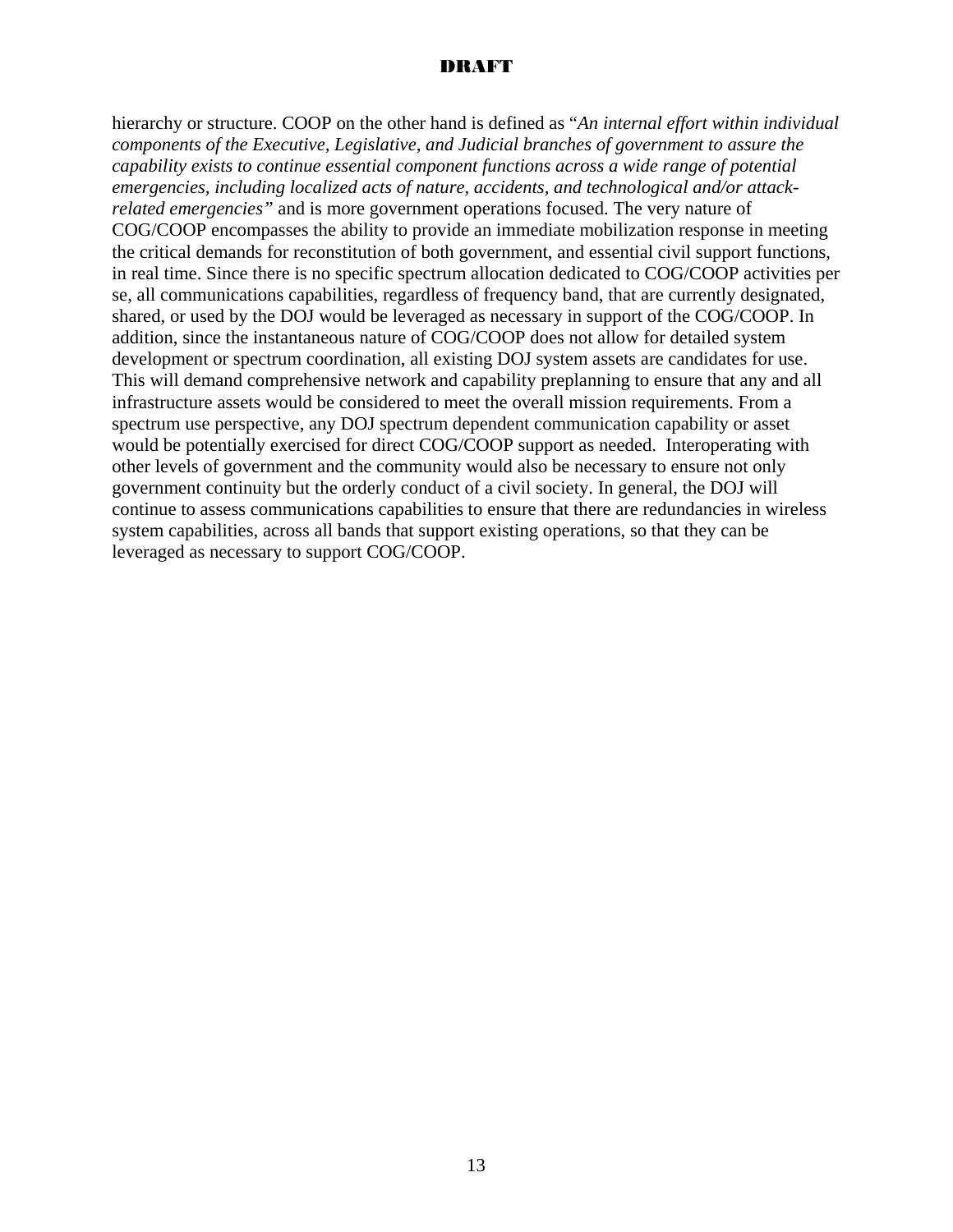hierarchy or structure. COOP on the other hand is defined as "*An internal effort within individual components of the Executive, Legislative, and Judicial branches of government to assure the capability exists to continue essential component functions across a wide range of potential emergencies, including localized acts of nature, accidents, and technological and/or attack-related emergencies"* and is more government operations focused. The very nature of COG/COOP encompasses the ability to provide an immediate mobilization response in meeting the critical demands for reconstitution of both government, and essential civil support functions, in real time. Since there is no specific spectrum allocation dedicated to COG/COOP activities per se, all communications capabilities, regardless of frequency band, that are currently designated, shared, or used by the DOJ would be leveraged as necessary in support of the COG/COOP. In addition, since the instantaneous nature of COG/COOP does not allow for detailed system development or spectrum coordination, all existing DOJ system assets are candidates for use. This will demand comprehensive network and capability preplanning to ensure that any and all infrastructure assets would be considered to meet the overall mission requirements. From a spectrum use perspective, any DOJ spectrum dependent communication capability or asset would be potentially exercised for direct COG/COOP support as needed. Interoperating with other levels of government and the community would also be necessary to ensure not only government continuity but the orderly conduct of a civil society. In general, the DOJ will continue to assess communications capabilities to ensure that there are redundancies in wireless system capabilities, across all bands that support existing operations, so that they can be leveraged as necessary to support COG/COOP.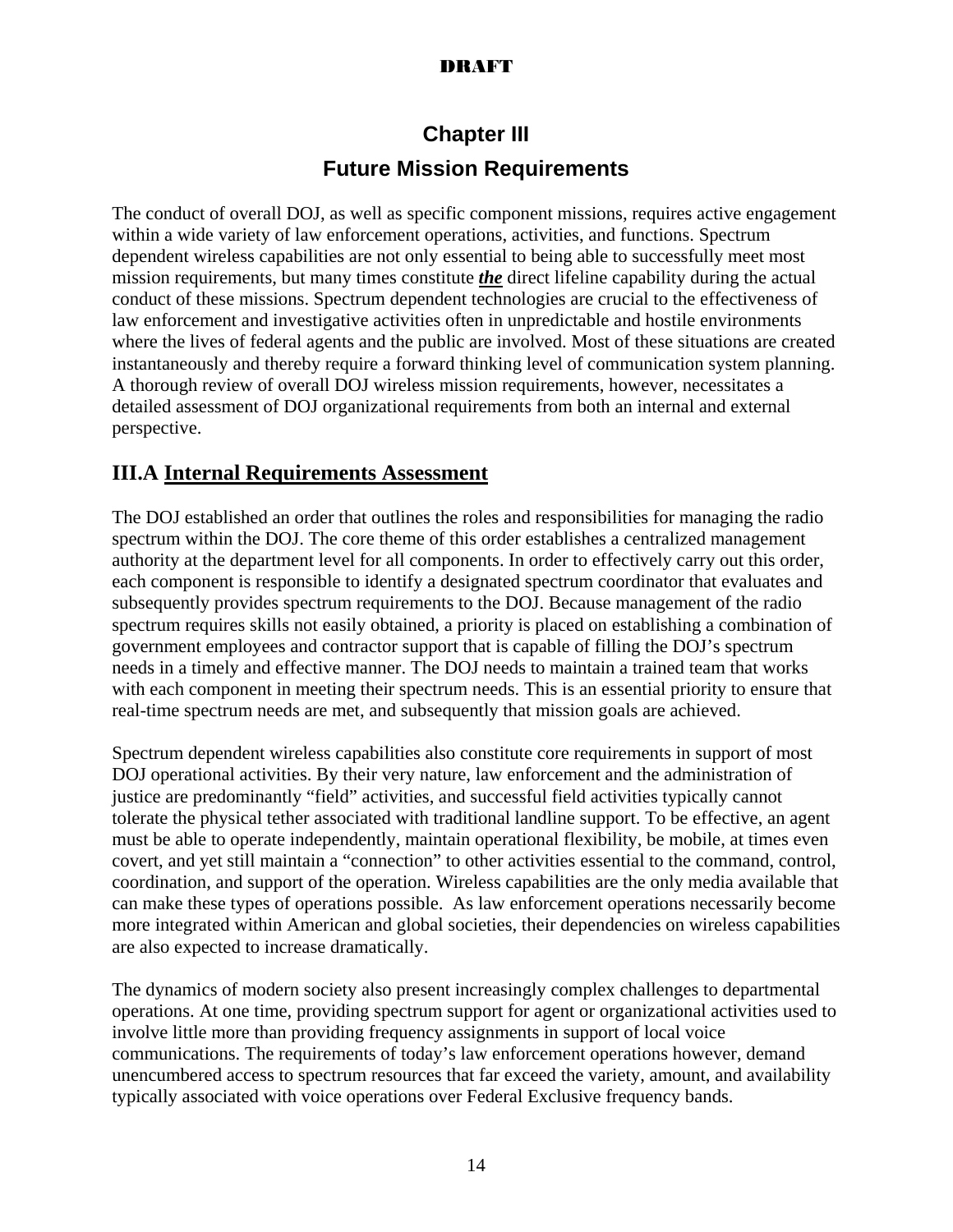# Chapter III

# Future Mission Requirements

The conduct of overall DOJ, as well as specific component missions, requires active engagement within a wide variety of law enforcement operations, activities, and functions. Spectrum dependent wireless capabilities are not only essential to being able to successfully meet most mission requirements, but many times constitute ***the*** direct lifeline capability during the actual conduct of these missions. Spectrum dependent technologies are crucial to the effectiveness of law enforcement and investigative activities often in unpredictable and hostile environments where the lives of federal agents and the public are involved. Most of these situations are created instantaneously and thereby require a forward thinking level of communication system planning. A thorough review of overall DOJ wireless mission requirements, however, necessitates a detailed assessment of DOJ organizational requirements from both an internal and external perspective.

## III.A Internal Requirements Assessment

The DOJ established an order that outlines the roles and responsibilities for managing the radio spectrum within the DOJ. The core theme of this order establishes a centralized management authority at the department level for all components. In order to effectively carry out this order, each component is responsible to identify a designated spectrum coordinator that evaluates and subsequently provides spectrum requirements to the DOJ. Because management of the radio spectrum requires skills not easily obtained, a priority is placed on establishing a combination of government employees and contractor support that is capable of filling the DOJ's spectrum needs in a timely and effective manner. The DOJ needs to maintain a trained team that works with each component in meeting their spectrum needs. This is an essential priority to ensure that real-time spectrum needs are met, and subsequently that mission goals are achieved.

Spectrum dependent wireless capabilities also constitute core requirements in support of most DOJ operational activities. By their very nature, law enforcement and the administration of justice are predominantly "field" activities, and successful field activities typically cannot tolerate the physical tether associated with traditional landline support. To be effective, an agent must be able to operate independently, maintain operational flexibility, be mobile, at times even covert, and yet still maintain a "connection" to other activities essential to the command, control, coordination, and support of the operation. Wireless capabilities are the only media available that can make these types of operations possible. As law enforcement operations necessarily become more integrated within American and global societies, their dependencies on wireless capabilities are also expected to increase dramatically.

The dynamics of modern society also present increasingly complex challenges to departmental operations. At one time, providing spectrum support for agent or organizational activities used to involve little more than providing frequency assignments in support of local voice communications. The requirements of today's law enforcement operations however, demand unencumbered access to spectrum resources that far exceed the variety, amount, and availability typically associated with voice operations over Federal Exclusive frequency bands.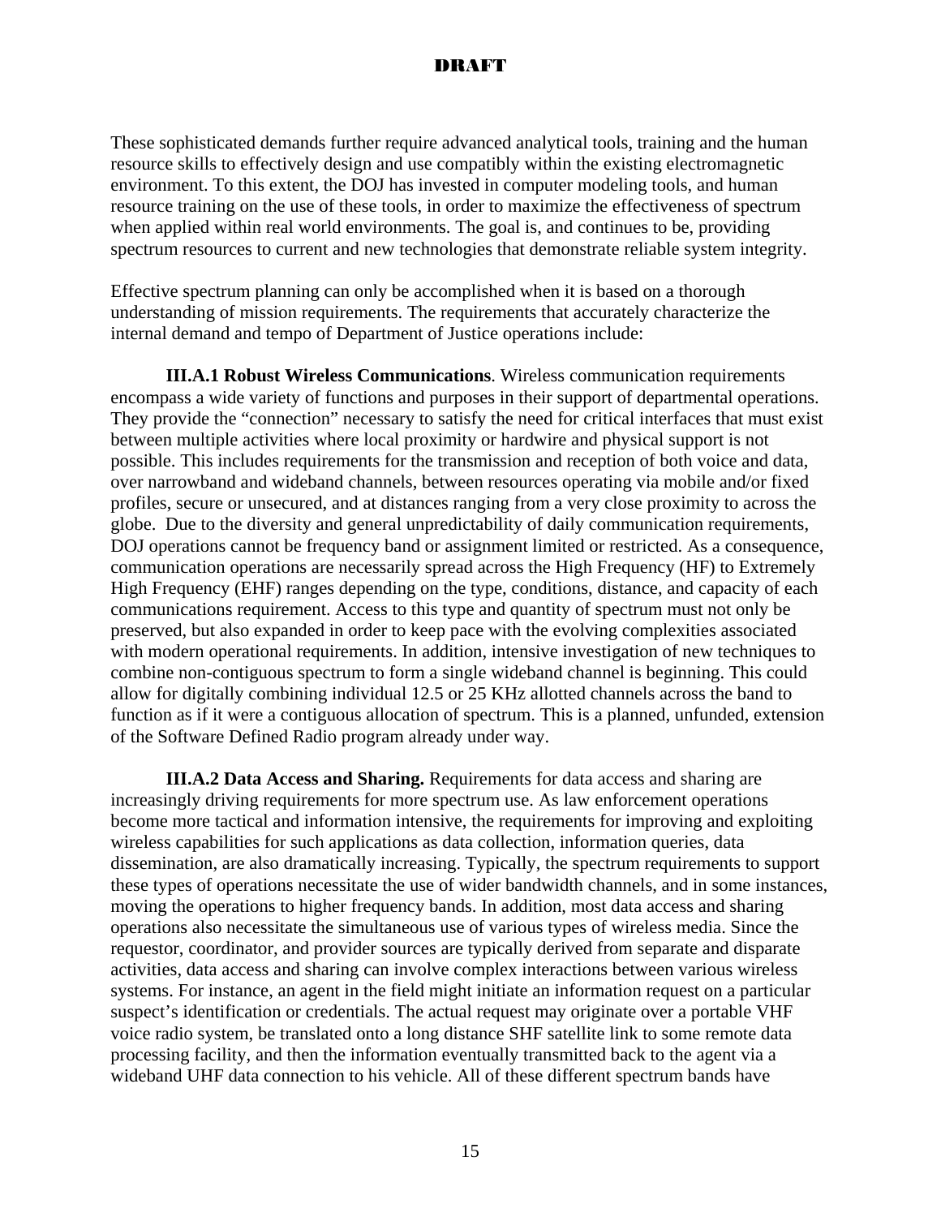These sophisticated demands further require advanced analytical tools, training and the human resource skills to effectively design and use compatibly within the existing electromagnetic environment. To this extent, the DOJ has invested in computer modeling tools, and human resource training on the use of these tools, in order to maximize the effectiveness of spectrum when applied within real world environments. The goal is, and continues to be, providing spectrum resources to current and new technologies that demonstrate reliable system integrity.

Effective spectrum planning can only be accomplished when it is based on a thorough understanding of mission requirements. The requirements that accurately characterize the internal demand and tempo of Department of Justice operations include:

**III.A.1 Robust Wireless Communications**. Wireless communication requirements encompass a wide variety of functions and purposes in their support of departmental operations. They provide the "connection" necessary to satisfy the need for critical interfaces that must exist between multiple activities where local proximity or hardwire and physical support is not possible. This includes requirements for the transmission and reception of both voice and data, over narrowband and wideband channels, between resources operating via mobile and/or fixed profiles, secure or unsecured, and at distances ranging from a very close proximity to across the globe. Due to the diversity and general unpredictability of daily communication requirements, DOJ operations cannot be frequency band or assignment limited or restricted. As a consequence, communication operations are necessarily spread across the High Frequency (HF) to Extremely High Frequency (EHF) ranges depending on the type, conditions, distance, and capacity of each communications requirement. Access to this type and quantity of spectrum must not only be preserved, but also expanded in order to keep pace with the evolving complexities associated with modern operational requirements. In addition, intensive investigation of new techniques to combine non-contiguous spectrum to form a single wideband channel is beginning. This could allow for digitally combining individual 12.5 or 25 KHz allotted channels across the band to function as if it were a contiguous allocation of spectrum. This is a planned, unfunded, extension of the Software Defined Radio program already under way.

**III.A.2 Data Access and Sharing.** Requirements for data access and sharing are increasingly driving requirements for more spectrum use. As law enforcement operations become more tactical and information intensive, the requirements for improving and exploiting wireless capabilities for such applications as data collection, information queries, data dissemination, are also dramatically increasing. Typically, the spectrum requirements to support these types of operations necessitate the use of wider bandwidth channels, and in some instances, moving the operations to higher frequency bands. In addition, most data access and sharing operations also necessitate the simultaneous use of various types of wireless media. Since the requestor, coordinator, and provider sources are typically derived from separate and disparate activities, data access and sharing can involve complex interactions between various wireless systems. For instance, an agent in the field might initiate an information request on a particular suspect's identification or credentials. The actual request may originate over a portable VHF voice radio system, be translated onto a long distance SHF satellite link to some remote data processing facility, and then the information eventually transmitted back to the agent via a wideband UHF data connection to his vehicle. All of these different spectrum bands have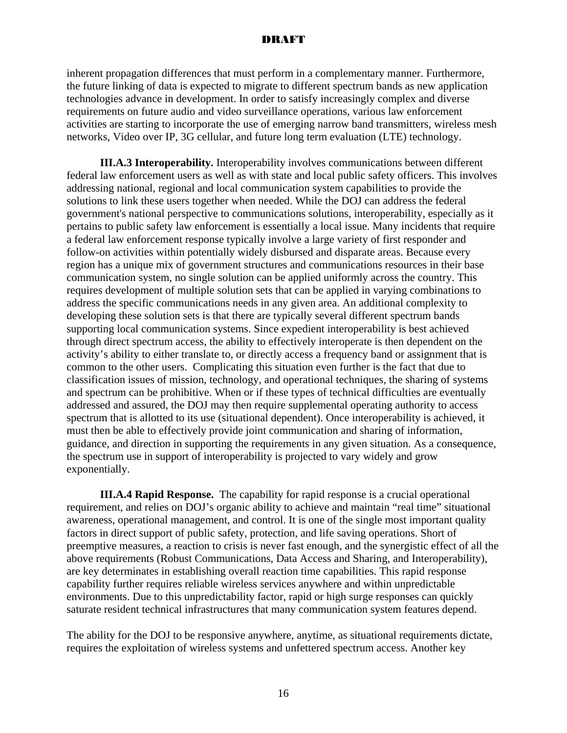inherent propagation differences that must perform in a complementary manner. Furthermore, the future linking of data is expected to migrate to different spectrum bands as new application technologies advance in development. In order to satisfy increasingly complex and diverse requirements on future audio and video surveillance operations, various law enforcement activities are starting to incorporate the use of emerging narrow band transmitters, wireless mesh networks, Video over IP, 3G cellular, and future long term evaluation (LTE) technology.

**III.A.3 Interoperability.** Interoperability involves communications between different federal law enforcement users as well as with state and local public safety officers. This involves addressing national, regional and local communication system capabilities to provide the solutions to link these users together when needed. While the DOJ can address the federal government's national perspective to communications solutions, interoperability, especially as it pertains to public safety law enforcement is essentially a local issue. Many incidents that require a federal law enforcement response typically involve a large variety of first responder and follow-on activities within potentially widely disbursed and disparate areas. Because every region has a unique mix of government structures and communications resources in their base communication system, no single solution can be applied uniformly across the country. This requires development of multiple solution sets that can be applied in varying combinations to address the specific communications needs in any given area. An additional complexity to developing these solution sets is that there are typically several different spectrum bands supporting local communication systems. Since expedient interoperability is best achieved through direct spectrum access, the ability to effectively interoperate is then dependent on the activity's ability to either translate to, or directly access a frequency band or assignment that is common to the other users. Complicating this situation even further is the fact that due to classification issues of mission, technology, and operational techniques, the sharing of systems and spectrum can be prohibitive. When or if these types of technical difficulties are eventually addressed and assured, the DOJ may then require supplemental operating authority to access spectrum that is allotted to its use (situational dependent). Once interoperability is achieved, it must then be able to effectively provide joint communication and sharing of information, guidance, and direction in supporting the requirements in any given situation. As a consequence, the spectrum use in support of interoperability is projected to vary widely and grow exponentially.

**III.A.4 Rapid Response.** The capability for rapid response is a crucial operational requirement, and relies on DOJ's organic ability to achieve and maintain "real time" situational awareness, operational management, and control. It is one of the single most important quality factors in direct support of public safety, protection, and life saving operations. Short of preemptive measures, a reaction to crisis is never fast enough, and the synergistic effect of all the above requirements (Robust Communications, Data Access and Sharing, and Interoperability), are key determinates in establishing overall reaction time capabilities. This rapid response capability further requires reliable wireless services anywhere and within unpredictable environments. Due to this unpredictability factor, rapid or high surge responses can quickly saturate resident technical infrastructures that many communication system features depend.

The ability for the DOJ to be responsive anywhere, anytime, as situational requirements dictate, requires the exploitation of wireless systems and unfettered spectrum access. Another key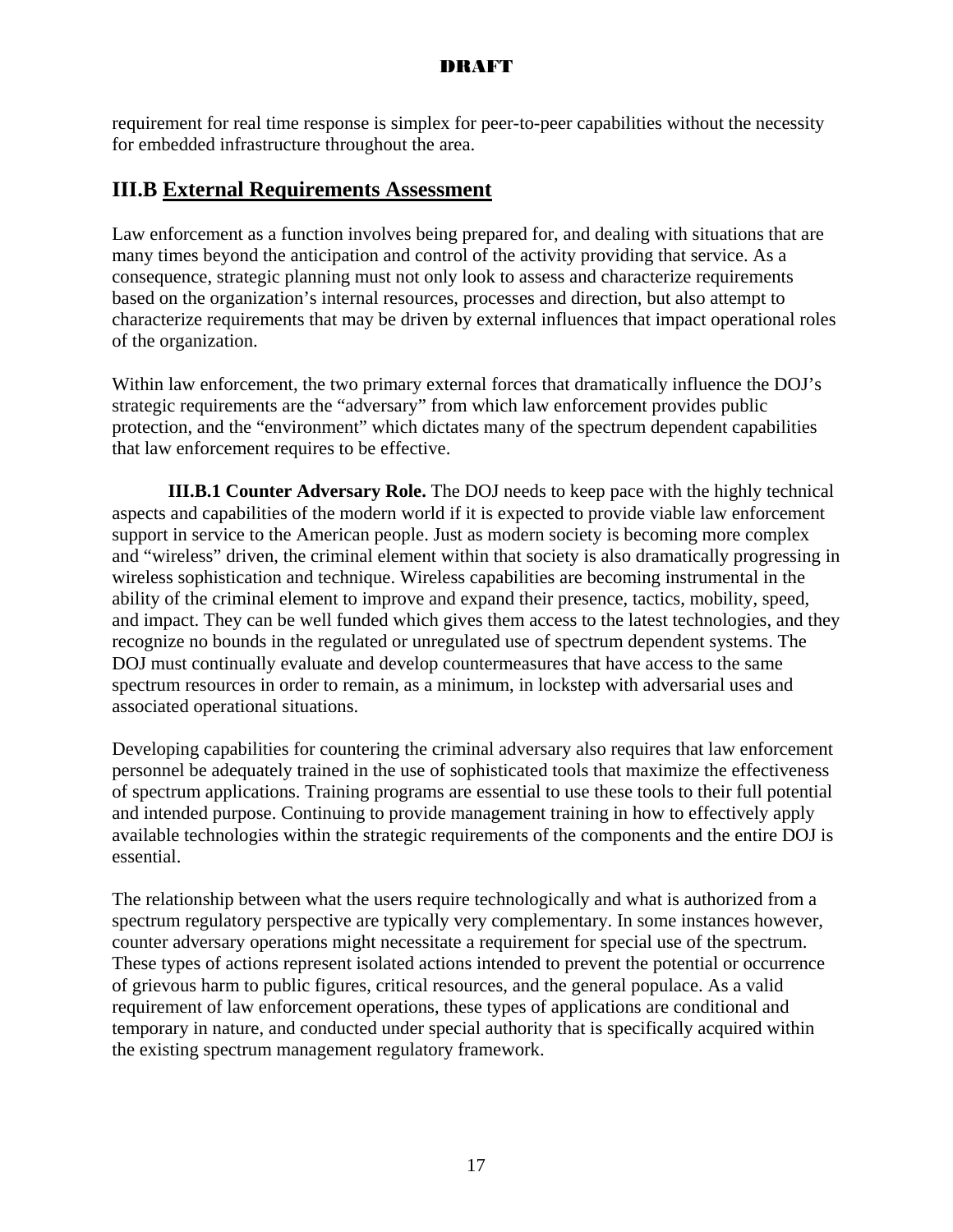requirement for real time response is simplex for peer-to-peer capabilities without the necessity for embedded infrastructure throughout the area.

## III.B External Requirements Assessment

Law enforcement as a function involves being prepared for, and dealing with situations that are many times beyond the anticipation and control of the activity providing that service. As a consequence, strategic planning must not only look to assess and characterize requirements based on the organization's internal resources, processes and direction, but also attempt to characterize requirements that may be driven by external influences that impact operational roles of the organization.

Within law enforcement, the two primary external forces that dramatically influence the DOJ's strategic requirements are the "adversary" from which law enforcement provides public protection, and the "environment" which dictates many of the spectrum dependent capabilities that law enforcement requires to be effective.

**III.B.1 Counter Adversary Role.** The DOJ needs to keep pace with the highly technical aspects and capabilities of the modern world if it is expected to provide viable law enforcement support in service to the American people. Just as modern society is becoming more complex and "wireless" driven, the criminal element within that society is also dramatically progressing in wireless sophistication and technique. Wireless capabilities are becoming instrumental in the ability of the criminal element to improve and expand their presence, tactics, mobility, speed, and impact. They can be well funded which gives them access to the latest technologies, and they recognize no bounds in the regulated or unregulated use of spectrum dependent systems. The DOJ must continually evaluate and develop countermeasures that have access to the same spectrum resources in order to remain, as a minimum, in lockstep with adversarial uses and associated operational situations.

Developing capabilities for countering the criminal adversary also requires that law enforcement personnel be adequately trained in the use of sophisticated tools that maximize the effectiveness of spectrum applications. Training programs are essential to use these tools to their full potential and intended purpose. Continuing to provide management training in how to effectively apply available technologies within the strategic requirements of the components and the entire DOJ is essential.

The relationship between what the users require technologically and what is authorized from a spectrum regulatory perspective are typically very complementary. In some instances however, counter adversary operations might necessitate a requirement for special use of the spectrum. These types of actions represent isolated actions intended to prevent the potential or occurrence of grievous harm to public figures, critical resources, and the general populace. As a valid requirement of law enforcement operations, these types of applications are conditional and temporary in nature, and conducted under special authority that is specifically acquired within the existing spectrum management regulatory framework.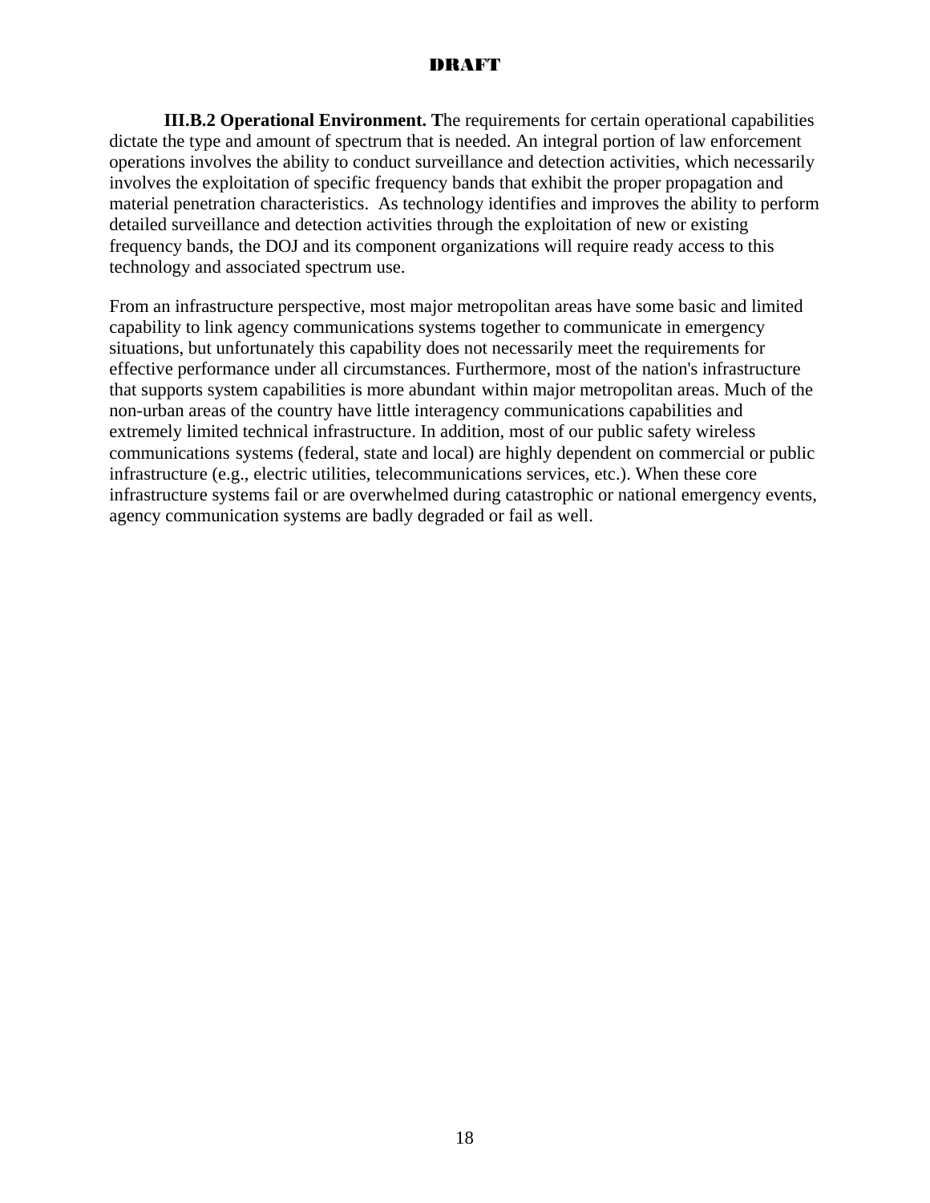**III.B.2 Operational Environment.** The requirements for certain operational capabilities dictate the type and amount of spectrum that is needed. An integral portion of law enforcement operations involves the ability to conduct surveillance and detection activities, which necessarily involves the exploitation of specific frequency bands that exhibit the proper propagation and material penetration characteristics. As technology identifies and improves the ability to perform detailed surveillance and detection activities through the exploitation of new or existing frequency bands, the DOJ and its component organizations will require ready access to this technology and associated spectrum use.

From an infrastructure perspective, most major metropolitan areas have some basic and limited capability to link agency communications systems together to communicate in emergency situations, but unfortunately this capability does not necessarily meet the requirements for effective performance under all circumstances. Furthermore, most of the nation's infrastructure that supports system capabilities is more abundant within major metropolitan areas. Much of the non-urban areas of the country have little interagency communications capabilities and extremely limited technical infrastructure. In addition, most of our public safety wireless communications systems (federal, state and local) are highly dependent on commercial or public infrastructure (e.g., electric utilities, telecommunications services, etc.). When these core infrastructure systems fail or are overwhelmed during catastrophic or national emergency events, agency communication systems are badly degraded or fail as well.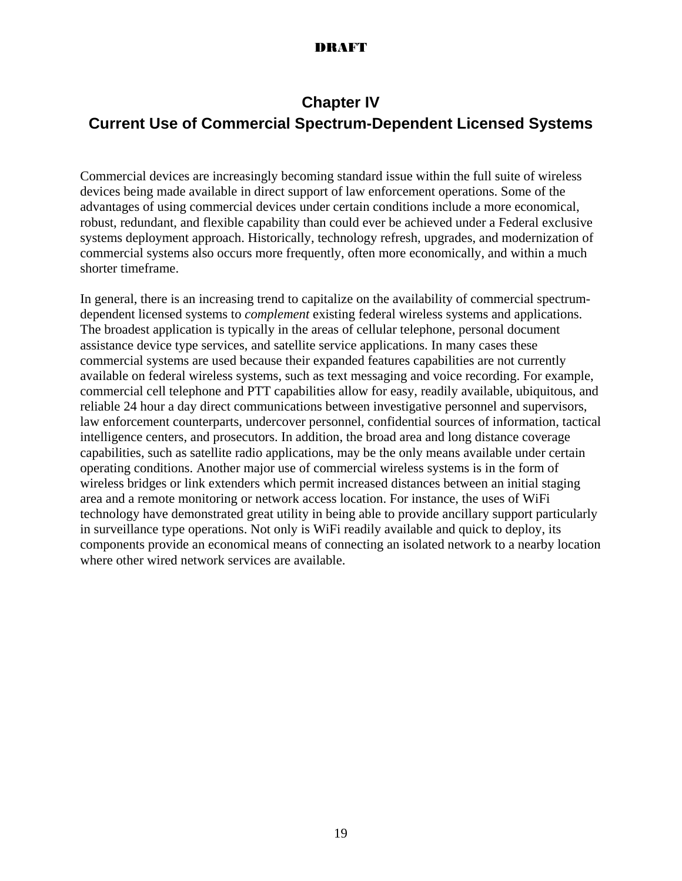# Chapter IV
## Current Use of Commercial Spectrum-Dependent Licensed Systems

Commercial devices are increasingly becoming standard issue within the full suite of wireless devices being made available in direct support of law enforcement operations. Some of the advantages of using commercial devices under certain conditions include a more economical, robust, redundant, and flexible capability than could ever be achieved under a Federal exclusive systems deployment approach. Historically, technology refresh, upgrades, and modernization of commercial systems also occurs more frequently, often more economically, and within a much shorter timeframe.

In general, there is an increasing trend to capitalize on the availability of commercial spectrum-dependent licensed systems to *complement* existing federal wireless systems and applications. The broadest application is typically in the areas of cellular telephone, personal document assistance device type services, and satellite service applications. In many cases these commercial systems are used because their expanded features capabilities are not currently available on federal wireless systems, such as text messaging and voice recording. For example, commercial cell telephone and PTT capabilities allow for easy, readily available, ubiquitous, and reliable 24 hour a day direct communications between investigative personnel and supervisors, law enforcement counterparts, undercover personnel, confidential sources of information, tactical intelligence centers, and prosecutors. In addition, the broad area and long distance coverage capabilities, such as satellite radio applications, may be the only means available under certain operating conditions. Another major use of commercial wireless systems is in the form of wireless bridges or link extenders which permit increased distances between an initial staging area and a remote monitoring or network access location. For instance, the uses of WiFi technology have demonstrated great utility in being able to provide ancillary support particularly in surveillance type operations. Not only is WiFi readily available and quick to deploy, its components provide an economical means of connecting an isolated network to a nearby location where other wired network services are available.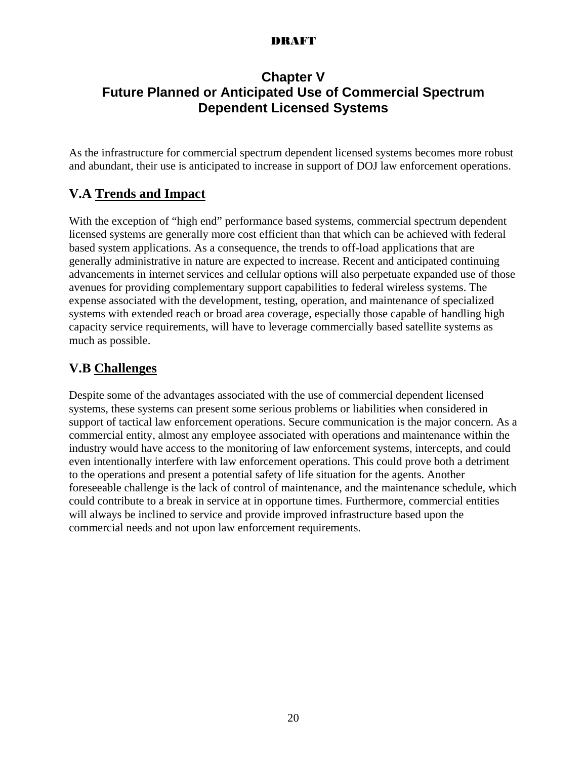# Chapter V
# Future Planned or Anticipated Use of Commercial Spectrum Dependent Licensed Systems

As the infrastructure for commercial spectrum dependent licensed systems becomes more robust and abundant, their use is anticipated to increase in support of DOJ law enforcement operations.

## V.A Trends and Impact

With the exception of "high end" performance based systems, commercial spectrum dependent licensed systems are generally more cost efficient than that which can be achieved with federal based system applications. As a consequence, the trends to off-load applications that are generally administrative in nature are expected to increase. Recent and anticipated continuing advancements in internet services and cellular options will also perpetuate expanded use of those avenues for providing complementary support capabilities to federal wireless systems. The expense associated with the development, testing, operation, and maintenance of specialized systems with extended reach or broad area coverage, especially those capable of handling high capacity service requirements, will have to leverage commercially based satellite systems as much as possible.

## V.B Challenges

Despite some of the advantages associated with the use of commercial dependent licensed systems, these systems can present some serious problems or liabilities when considered in support of tactical law enforcement operations. Secure communication is the major concern. As a commercial entity, almost any employee associated with operations and maintenance within the industry would have access to the monitoring of law enforcement systems, intercepts, and could even intentionally interfere with law enforcement operations. This could prove both a detriment to the operations and present a potential safety of life situation for the agents. Another foreseeable challenge is the lack of control of maintenance, and the maintenance schedule, which could contribute to a break in service at in opportune times. Furthermore, commercial entities will always be inclined to service and provide improved infrastructure based upon the commercial needs and not upon law enforcement requirements.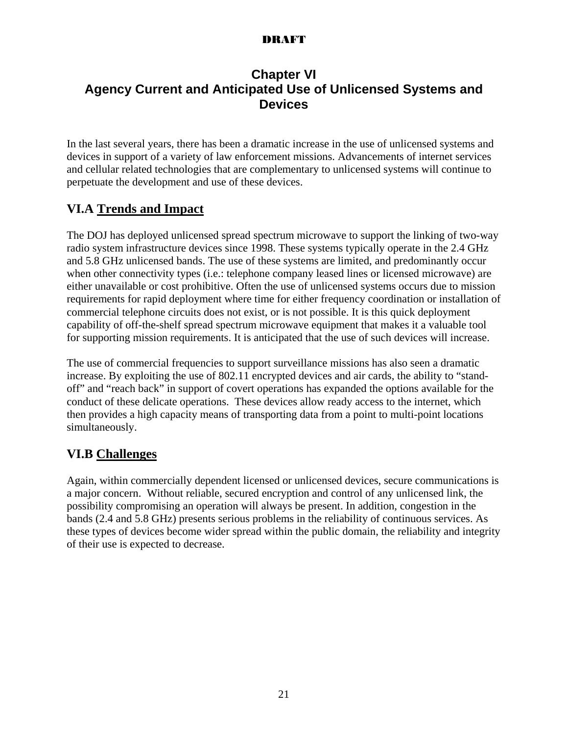DRAFT

# Chapter VI
# Agency Current and Anticipated Use of Unlicensed Systems and Devices

In the last several years, there has been a dramatic increase in the use of unlicensed systems and devices in support of a variety of law enforcement missions. Advancements of internet services and cellular related technologies that are complementary to unlicensed systems will continue to perpetuate the development and use of these devices.

## VI.A Trends and Impact

The DOJ has deployed unlicensed spread spectrum microwave to support the linking of two-way radio system infrastructure devices since 1998. These systems typically operate in the 2.4 GHz and 5.8 GHz unlicensed bands. The use of these systems are limited, and predominantly occur when other connectivity types (i.e.: telephone company leased lines or licensed microwave) are either unavailable or cost prohibitive. Often the use of unlicensed systems occurs due to mission requirements for rapid deployment where time for either frequency coordination or installation of commercial telephone circuits does not exist, or is not possible. It is this quick deployment capability of off-the-shelf spread spectrum microwave equipment that makes it a valuable tool for supporting mission requirements. It is anticipated that the use of such devices will increase.

The use of commercial frequencies to support surveillance missions has also seen a dramatic increase. By exploiting the use of 802.11 encrypted devices and air cards, the ability to "stand-off" and "reach back" in support of covert operations has expanded the options available for the conduct of these delicate operations. These devices allow ready access to the internet, which then provides a high capacity means of transporting data from a point to multi-point locations simultaneously.

## VI.B Challenges

Again, within commercially dependent licensed or unlicensed devices, secure communications is a major concern. Without reliable, secured encryption and control of any unlicensed link, the possibility compromising an operation will always be present. In addition, congestion in the bands (2.4 and 5.8 GHz) presents serious problems in the reliability of continuous services. As these types of devices become wider spread within the public domain, the reliability and integrity of their use is expected to decrease.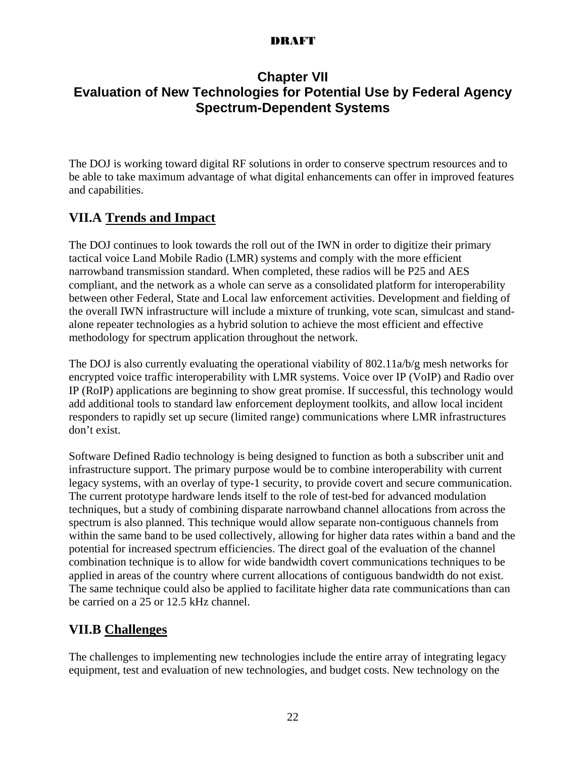# Chapter VII
# Evaluation of New Technologies for Potential Use by Federal Agency Spectrum-Dependent Systems

The DOJ is working toward digital RF solutions in order to conserve spectrum resources and to be able to take maximum advantage of what digital enhancements can offer in improved features and capabilities.

## VII.A Trends and Impact

The DOJ continues to look towards the roll out of the IWN in order to digitize their primary tactical voice Land Mobile Radio (LMR) systems and comply with the more efficient narrowband transmission standard. When completed, these radios will be P25 and AES compliant, and the network as a whole can serve as a consolidated platform for interoperability between other Federal, State and Local law enforcement activities. Development and fielding of the overall IWN infrastructure will include a mixture of trunking, vote scan, simulcast and stand-alone repeater technologies as a hybrid solution to achieve the most efficient and effective methodology for spectrum application throughout the network.

The DOJ is also currently evaluating the operational viability of 802.11a/b/g mesh networks for encrypted voice traffic interoperability with LMR systems. Voice over IP (VoIP) and Radio over IP (RoIP) applications are beginning to show great promise. If successful, this technology would add additional tools to standard law enforcement deployment toolkits, and allow local incident responders to rapidly set up secure (limited range) communications where LMR infrastructures don't exist.

Software Defined Radio technology is being designed to function as both a subscriber unit and infrastructure support. The primary purpose would be to combine interoperability with current legacy systems, with an overlay of type-1 security, to provide covert and secure communication. The current prototype hardware lends itself to the role of test-bed for advanced modulation techniques, but a study of combining disparate narrowband channel allocations from across the spectrum is also planned. This technique would allow separate non-contiguous channels from within the same band to be used collectively, allowing for higher data rates within a band and the potential for increased spectrum efficiencies. The direct goal of the evaluation of the channel combination technique is to allow for wide bandwidth covert communications techniques to be applied in areas of the country where current allocations of contiguous bandwidth do not exist. The same technique could also be applied to facilitate higher data rate communications than can be carried on a 25 or 12.5 kHz channel.

## VII.B Challenges

The challenges to implementing new technologies include the entire array of integrating legacy equipment, test and evaluation of new technologies, and budget costs. New technology on the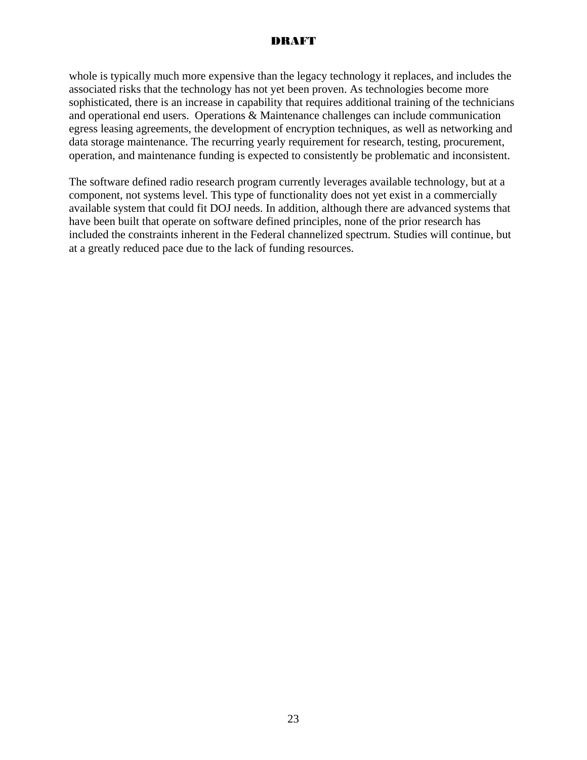whole is typically much more expensive than the legacy technology it replaces, and includes the associated risks that the technology has not yet been proven. As technologies become more sophisticated, there is an increase in capability that requires additional training of the technicians and operational end users. Operations & Maintenance challenges can include communication egress leasing agreements, the development of encryption techniques, as well as networking and data storage maintenance. The recurring yearly requirement for research, testing, procurement, operation, and maintenance funding is expected to consistently be problematic and inconsistent.

The software defined radio research program currently leverages available technology, but at a component, not systems level. This type of functionality does not yet exist in a commercially available system that could fit DOJ needs. In addition, although there are advanced systems that have been built that operate on software defined principles, none of the prior research has included the constraints inherent in the Federal channelized spectrum. Studies will continue, but at a greatly reduced pace due to the lack of funding resources.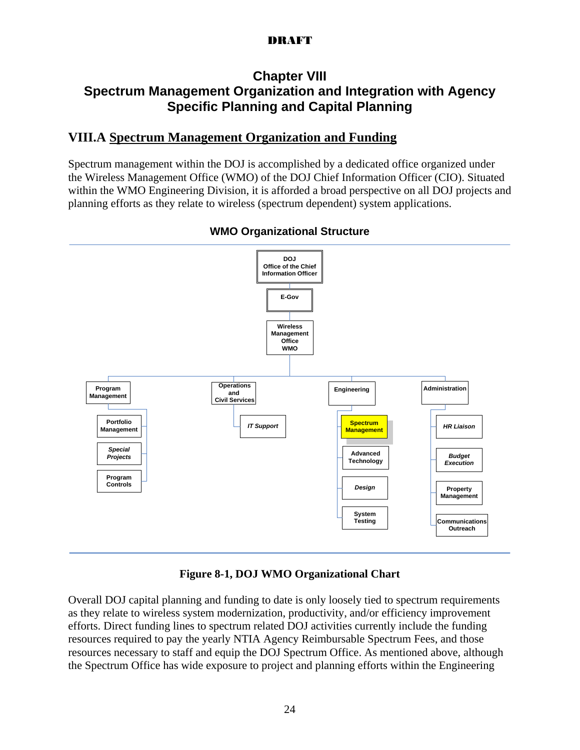# Chapter VIII
# Spectrum Management Organization and Integration with Agency Specific Planning and Capital Planning

## VIII.A Spectrum Management Organization and Funding

Spectrum management within the DOJ is accomplished by a dedicated office organized under the Wireless Management Office (WMO) of the DOJ Chief Information Officer (CIO). Situated within the WMO Engineering Division, it is afforded a broad perspective on all DOJ projects and planning efforts as they relate to wireless (spectrum dependent) system applications.

**WMO Organizational Structure**

DOJ Office of the Chief Information Officer

E-Gov

Wireless Management Office WMO

Program Management

Portfolio Management

*Special Projects*

Program Controls

Operations and Civil Services

*IT Support*

Engineering

Spectrum Management

Advanced Technology

*Design*

System Testing

Administration

*HR Liaison*

*Budget Execution*

Property Management

Communications Outreach

**Figure 8-1, DOJ WMO Organizational Chart**

Overall DOJ capital planning and funding to date is only loosely tied to spectrum requirements as they relate to wireless system modernization, productivity, and/or efficiency improvement efforts. Direct funding lines to spectrum related DOJ activities currently include the funding resources required to pay the yearly NTIA Agency Reimbursable Spectrum Fees, and those resources necessary to staff and equip the DOJ Spectrum Office. As mentioned above, although the Spectrum Office has wide exposure to project and planning efforts within the Engineering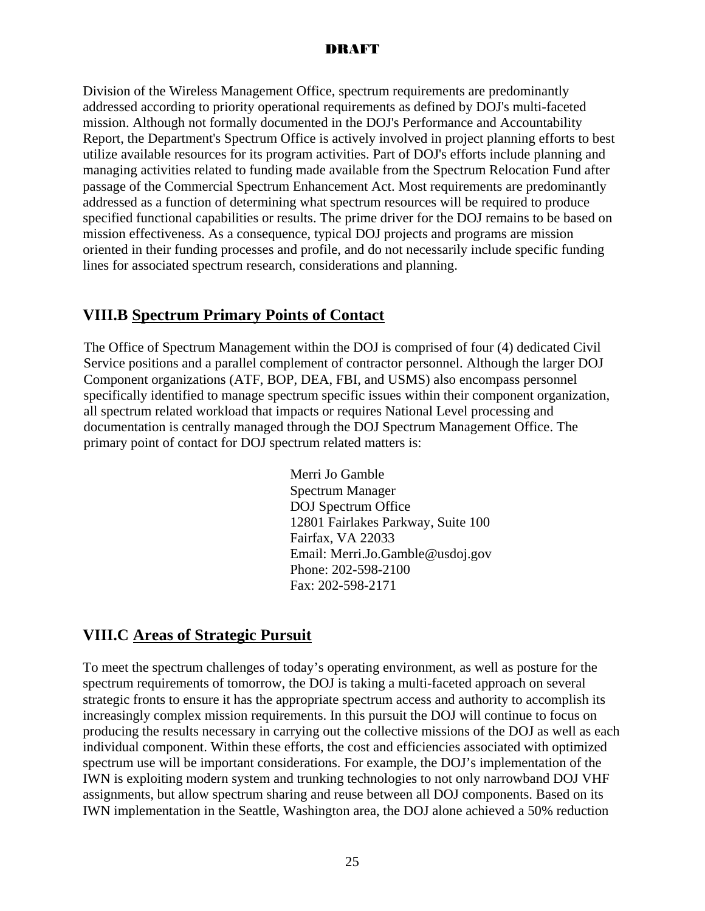Division of the Wireless Management Office, spectrum requirements are predominantly addressed according to priority operational requirements as defined by DOJ's multi-faceted mission. Although not formally documented in the DOJ's Performance and Accountability Report, the Department's Spectrum Office is actively involved in project planning efforts to best utilize available resources for its program activities. Part of DOJ's efforts include planning and managing activities related to funding made available from the Spectrum Relocation Fund after passage of the Commercial Spectrum Enhancement Act. Most requirements are predominantly addressed as a function of determining what spectrum resources will be required to produce specified functional capabilities or results. The prime driver for the DOJ remains to be based on mission effectiveness. As a consequence, typical DOJ projects and programs are mission oriented in their funding processes and profile, and do not necessarily include specific funding lines for associated spectrum research, considerations and planning.

## VIII.B Spectrum Primary Points of Contact

The Office of Spectrum Management within the DOJ is comprised of four (4) dedicated Civil Service positions and a parallel complement of contractor personnel. Although the larger DOJ Component organizations (ATF, BOP, DEA, FBI, and USMS) also encompass personnel specifically identified to manage spectrum specific issues within their component organization, all spectrum related workload that impacts or requires National Level processing and documentation is centrally managed through the DOJ Spectrum Management Office. The primary point of contact for DOJ spectrum related matters is:

Merri Jo Gamble  
Spectrum Manager  
DOJ Spectrum Office  
12801 Fairlakes Parkway, Suite 100  
Fairfax, VA 22033  
Email: Merri.Jo.Gamble@usdoj.gov  
Phone: 202-598-2100  
Fax: 202-598-2171

## VIII.C Areas of Strategic Pursuit

To meet the spectrum challenges of today's operating environment, as well as posture for the spectrum requirements of tomorrow, the DOJ is taking a multi-faceted approach on several strategic fronts to ensure it has the appropriate spectrum access and authority to accomplish its increasingly complex mission requirements. In this pursuit the DOJ will continue to focus on producing the results necessary in carrying out the collective missions of the DOJ as well as each individual component. Within these efforts, the cost and efficiencies associated with optimized spectrum use will be important considerations. For example, the DOJ's implementation of the IWN is exploiting modern system and trunking technologies to not only narrowband DOJ VHF assignments, but allow spectrum sharing and reuse between all DOJ components. Based on its IWN implementation in the Seattle, Washington area, the DOJ alone achieved a 50% reduction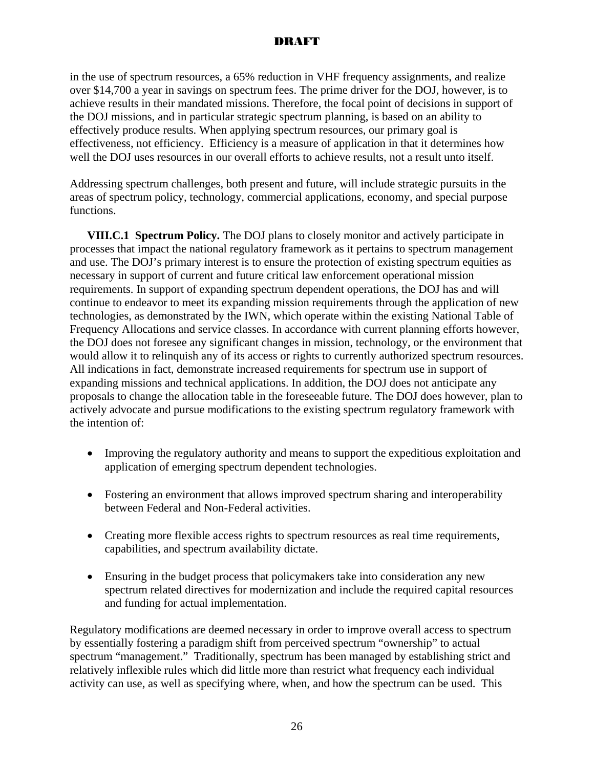in the use of spectrum resources, a 65% reduction in VHF frequency assignments, and realize over $14,700 a year in savings on spectrum fees. The prime driver for the DOJ, however, is to achieve results in their mandated missions. Therefore, the focal point of decisions in support of the DOJ missions, and in particular strategic spectrum planning, is based on an ability to effectively produce results. When applying spectrum resources, our primary goal is effectiveness, not efficiency. Efficiency is a measure of application in that it determines how well the DOJ uses resources in our overall efforts to achieve results, not a result unto itself.

Addressing spectrum challenges, both present and future, will include strategic pursuits in the areas of spectrum policy, technology, commercial applications, economy, and special purpose functions.

**VIII.C.1 Spectrum Policy.** The DOJ plans to closely monitor and actively participate in processes that impact the national regulatory framework as it pertains to spectrum management and use. The DOJ's primary interest is to ensure the protection of existing spectrum equities as necessary in support of current and future critical law enforcement operational mission requirements. In support of expanding spectrum dependent operations, the DOJ has and will continue to endeavor to meet its expanding mission requirements through the application of new technologies, as demonstrated by the IWN, which operate within the existing National Table of Frequency Allocations and service classes. In accordance with current planning efforts however, the DOJ does not foresee any significant changes in mission, technology, or the environment that would allow it to relinquish any of its access or rights to currently authorized spectrum resources. All indications in fact, demonstrate increased requirements for spectrum use in support of expanding missions and technical applications. In addition, the DOJ does not anticipate any proposals to change the allocation table in the foreseeable future. The DOJ does however, plan to actively advocate and pursue modifications to the existing spectrum regulatory framework with the intention of:

- Improving the regulatory authority and means to support the expeditious exploitation and application of emerging spectrum dependent technologies.
- Fostering an environment that allows improved spectrum sharing and interoperability between Federal and Non-Federal activities.
- Creating more flexible access rights to spectrum resources as real time requirements, capabilities, and spectrum availability dictate.
- Ensuring in the budget process that policymakers take into consideration any new spectrum related directives for modernization and include the required capital resources and funding for actual implementation.

Regulatory modifications are deemed necessary in order to improve overall access to spectrum by essentially fostering a paradigm shift from perceived spectrum "ownership" to actual spectrum "management." Traditionally, spectrum has been managed by establishing strict and relatively inflexible rules which did little more than restrict what frequency each individual activity can use, as well as specifying where, when, and how the spectrum can be used. This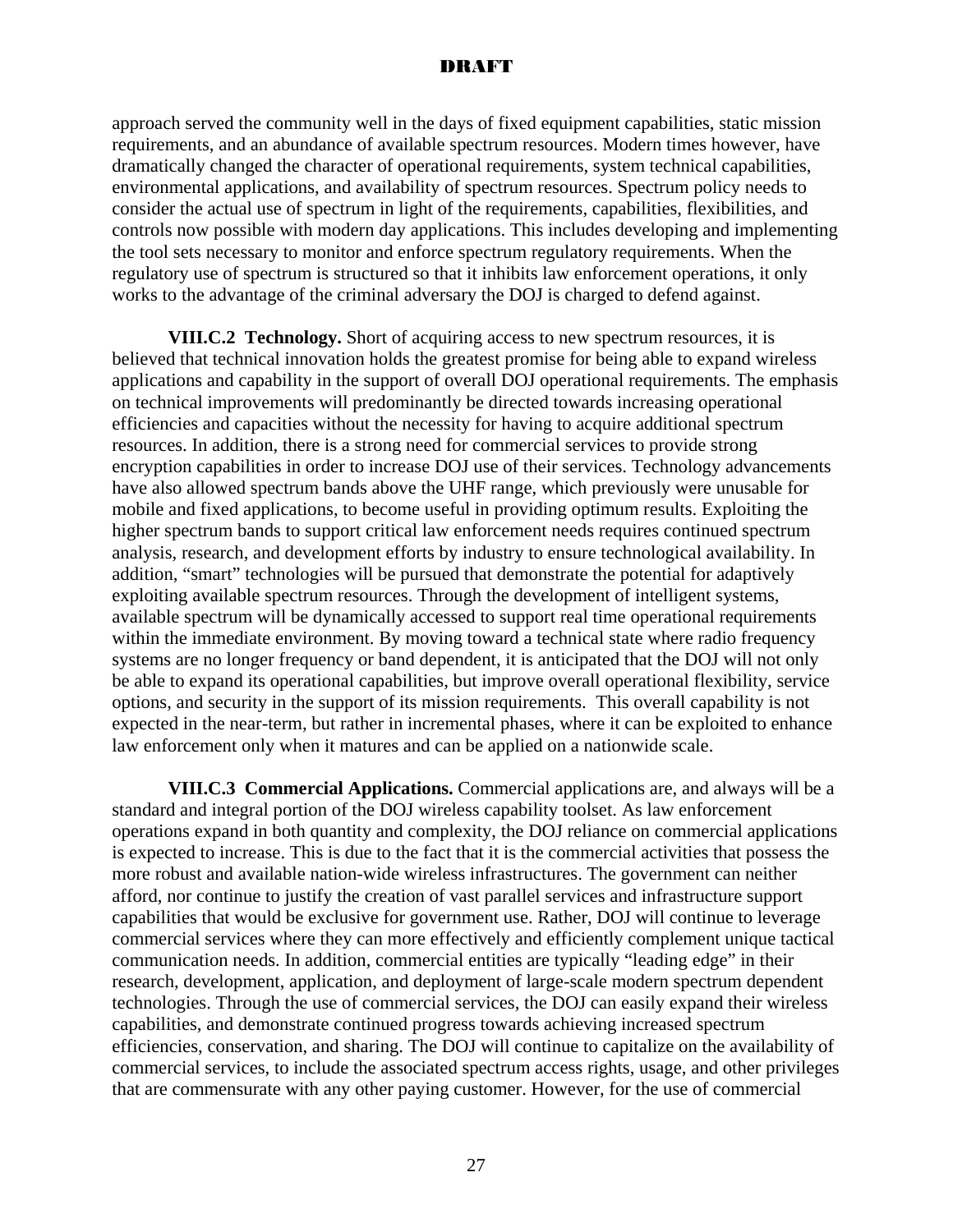approach served the community well in the days of fixed equipment capabilities, static mission requirements, and an abundance of available spectrum resources. Modern times however, have dramatically changed the character of operational requirements, system technical capabilities, environmental applications, and availability of spectrum resources. Spectrum policy needs to consider the actual use of spectrum in light of the requirements, capabilities, flexibilities, and controls now possible with modern day applications. This includes developing and implementing the tool sets necessary to monitor and enforce spectrum regulatory requirements. When the regulatory use of spectrum is structured so that it inhibits law enforcement operations, it only works to the advantage of the criminal adversary the DOJ is charged to defend against.

**VIII.C.2 Technology.** Short of acquiring access to new spectrum resources, it is believed that technical innovation holds the greatest promise for being able to expand wireless applications and capability in the support of overall DOJ operational requirements. The emphasis on technical improvements will predominantly be directed towards increasing operational efficiencies and capacities without the necessity for having to acquire additional spectrum resources. In addition, there is a strong need for commercial services to provide strong encryption capabilities in order to increase DOJ use of their services. Technology advancements have also allowed spectrum bands above the UHF range, which previously were unusable for mobile and fixed applications, to become useful in providing optimum results. Exploiting the higher spectrum bands to support critical law enforcement needs requires continued spectrum analysis, research, and development efforts by industry to ensure technological availability. In addition, "smart" technologies will be pursued that demonstrate the potential for adaptively exploiting available spectrum resources. Through the development of intelligent systems, available spectrum will be dynamically accessed to support real time operational requirements within the immediate environment. By moving toward a technical state where radio frequency systems are no longer frequency or band dependent, it is anticipated that the DOJ will not only be able to expand its operational capabilities, but improve overall operational flexibility, service options, and security in the support of its mission requirements. This overall capability is not expected in the near-term, but rather in incremental phases, where it can be exploited to enhance law enforcement only when it matures and can be applied on a nationwide scale.

**VIII.C.3 Commercial Applications.** Commercial applications are, and always will be a standard and integral portion of the DOJ wireless capability toolset. As law enforcement operations expand in both quantity and complexity, the DOJ reliance on commercial applications is expected to increase. This is due to the fact that it is the commercial activities that possess the more robust and available nation-wide wireless infrastructures. The government can neither afford, nor continue to justify the creation of vast parallel services and infrastructure support capabilities that would be exclusive for government use. Rather, DOJ will continue to leverage commercial services where they can more effectively and efficiently complement unique tactical communication needs. In addition, commercial entities are typically "leading edge" in their research, development, application, and deployment of large-scale modern spectrum dependent technologies. Through the use of commercial services, the DOJ can easily expand their wireless capabilities, and demonstrate continued progress towards achieving increased spectrum efficiencies, conservation, and sharing. The DOJ will continue to capitalize on the availability of commercial services, to include the associated spectrum access rights, usage, and other privileges that are commensurate with any other paying customer. However, for the use of commercial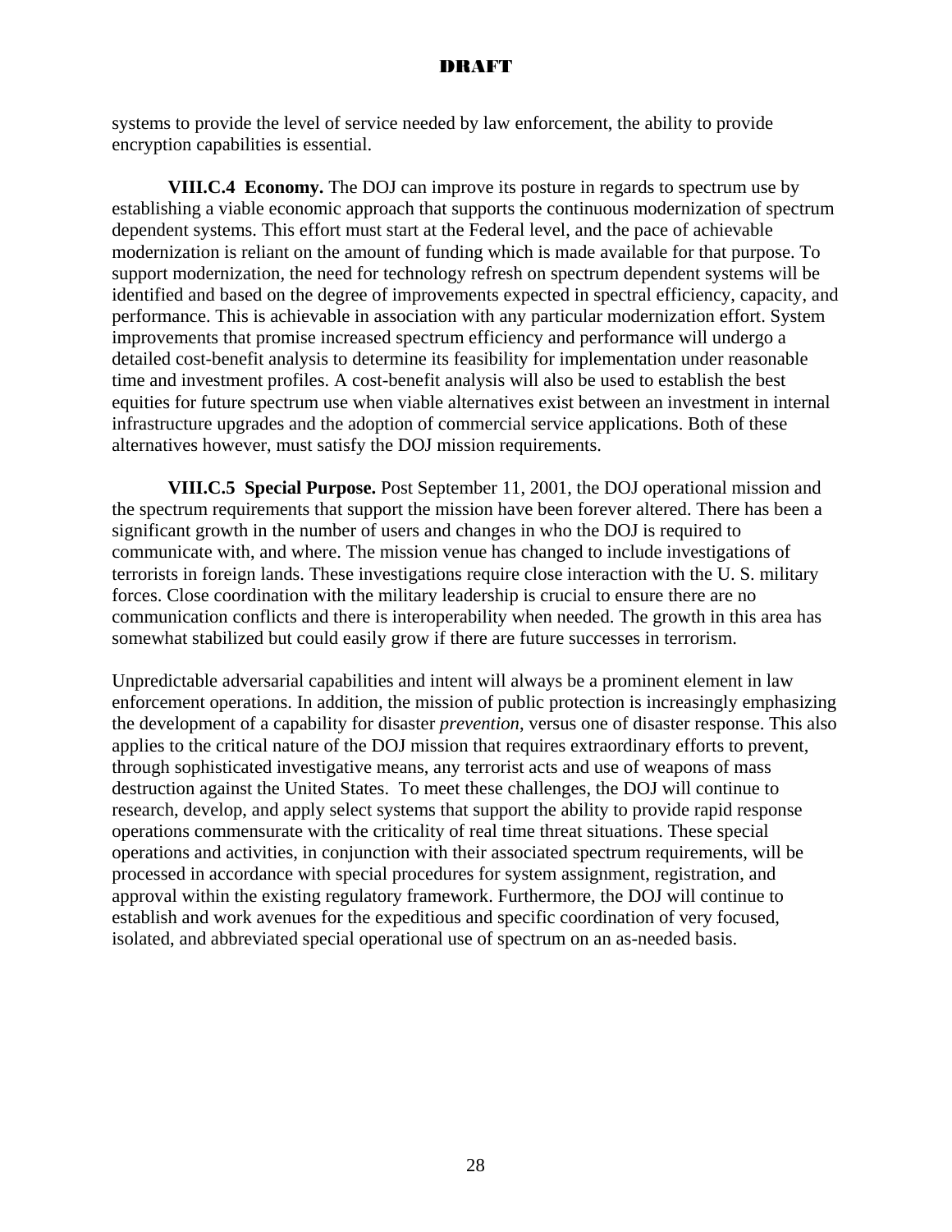systems to provide the level of service needed by law enforcement, the ability to provide encryption capabilities is essential.

**VIII.C.4 Economy.** The DOJ can improve its posture in regards to spectrum use by establishing a viable economic approach that supports the continuous modernization of spectrum dependent systems. This effort must start at the Federal level, and the pace of achievable modernization is reliant on the amount of funding which is made available for that purpose. To support modernization, the need for technology refresh on spectrum dependent systems will be identified and based on the degree of improvements expected in spectral efficiency, capacity, and performance. This is achievable in association with any particular modernization effort. System improvements that promise increased spectrum efficiency and performance will undergo a detailed cost-benefit analysis to determine its feasibility for implementation under reasonable time and investment profiles. A cost-benefit analysis will also be used to establish the best equities for future spectrum use when viable alternatives exist between an investment in internal infrastructure upgrades and the adoption of commercial service applications. Both of these alternatives however, must satisfy the DOJ mission requirements.

**VIII.C.5 Special Purpose.** Post September 11, 2001, the DOJ operational mission and the spectrum requirements that support the mission have been forever altered. There has been a significant growth in the number of users and changes in who the DOJ is required to communicate with, and where. The mission venue has changed to include investigations of terrorists in foreign lands. These investigations require close interaction with the U. S. military forces. Close coordination with the military leadership is crucial to ensure there are no communication conflicts and there is interoperability when needed. The growth in this area has somewhat stabilized but could easily grow if there are future successes in terrorism.

Unpredictable adversarial capabilities and intent will always be a prominent element in law enforcement operations. In addition, the mission of public protection is increasingly emphasizing the development of a capability for disaster *prevention*, versus one of disaster response. This also applies to the critical nature of the DOJ mission that requires extraordinary efforts to prevent, through sophisticated investigative means, any terrorist acts and use of weapons of mass destruction against the United States. To meet these challenges, the DOJ will continue to research, develop, and apply select systems that support the ability to provide rapid response operations commensurate with the criticality of real time threat situations. These special operations and activities, in conjunction with their associated spectrum requirements, will be processed in accordance with special procedures for system assignment, registration, and approval within the existing regulatory framework. Furthermore, the DOJ will continue to establish and work avenues for the expeditious and specific coordination of very focused, isolated, and abbreviated special operational use of spectrum on an as-needed basis.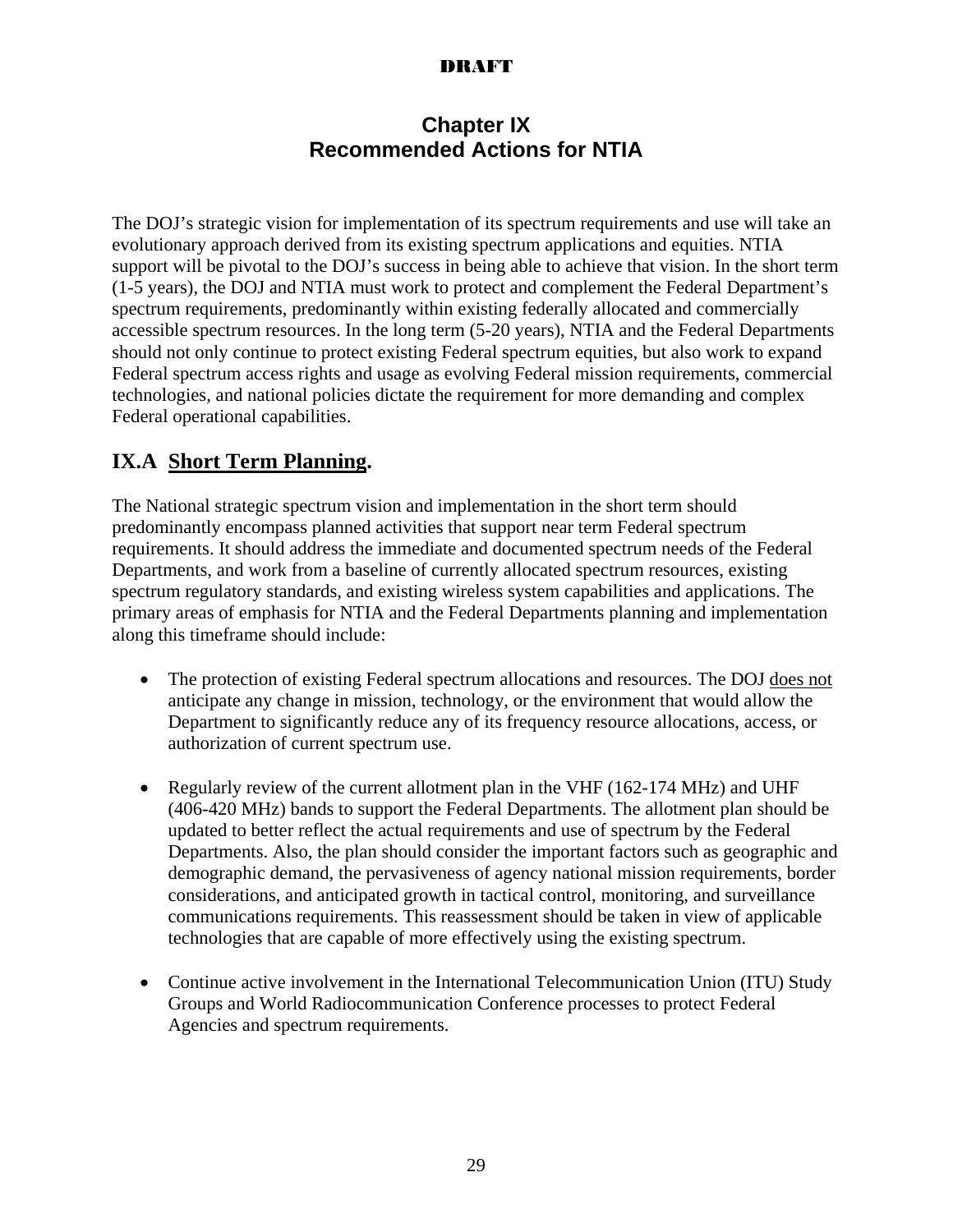DRAFT

# Chapter IX
# Recommended Actions for NTIA

The DOJ's strategic vision for implementation of its spectrum requirements and use will take an evolutionary approach derived from its existing spectrum applications and equities. NTIA support will be pivotal to the DOJ's success in being able to achieve that vision. In the short term (1-5 years), the DOJ and NTIA must work to protect and complement the Federal Department's spectrum requirements, predominantly within existing federally allocated and commercially accessible spectrum resources. In the long term (5-20 years), NTIA and the Federal Departments should not only continue to protect existing Federal spectrum equities, but also work to expand Federal spectrum access rights and usage as evolving Federal mission requirements, commercial technologies, and national policies dictate the requirement for more demanding and complex Federal operational capabilities.

## IX.A <u>Short Term Planning</u>.

The National strategic spectrum vision and implementation in the short term should predominantly encompass planned activities that support near term Federal spectrum requirements. It should address the immediate and documented spectrum needs of the Federal Departments, and work from a baseline of currently allocated spectrum resources, existing spectrum regulatory standards, and existing wireless system capabilities and applications. The primary areas of emphasis for NTIA and the Federal Departments planning and implementation along this timeframe should include:

- The protection of existing Federal spectrum allocations and resources. The DOJ <u>does not</u> anticipate any change in mission, technology, or the environment that would allow the Department to significantly reduce any of its frequency resource allocations, access, or authorization of current spectrum use.

- Regularly review of the current allotment plan in the VHF (162-174 MHz) and UHF (406-420 MHz) bands to support the Federal Departments. The allotment plan should be updated to better reflect the actual requirements and use of spectrum by the Federal Departments. Also, the plan should consider the important factors such as geographic and demographic demand, the pervasiveness of agency national mission requirements, border considerations, and anticipated growth in tactical control, monitoring, and surveillance communications requirements. This reassessment should be taken in view of applicable technologies that are capable of more effectively using the existing spectrum.

- Continue active involvement in the International Telecommunication Union (ITU) Study Groups and World Radiocommunication Conference processes to protect Federal Agencies and spectrum requirements.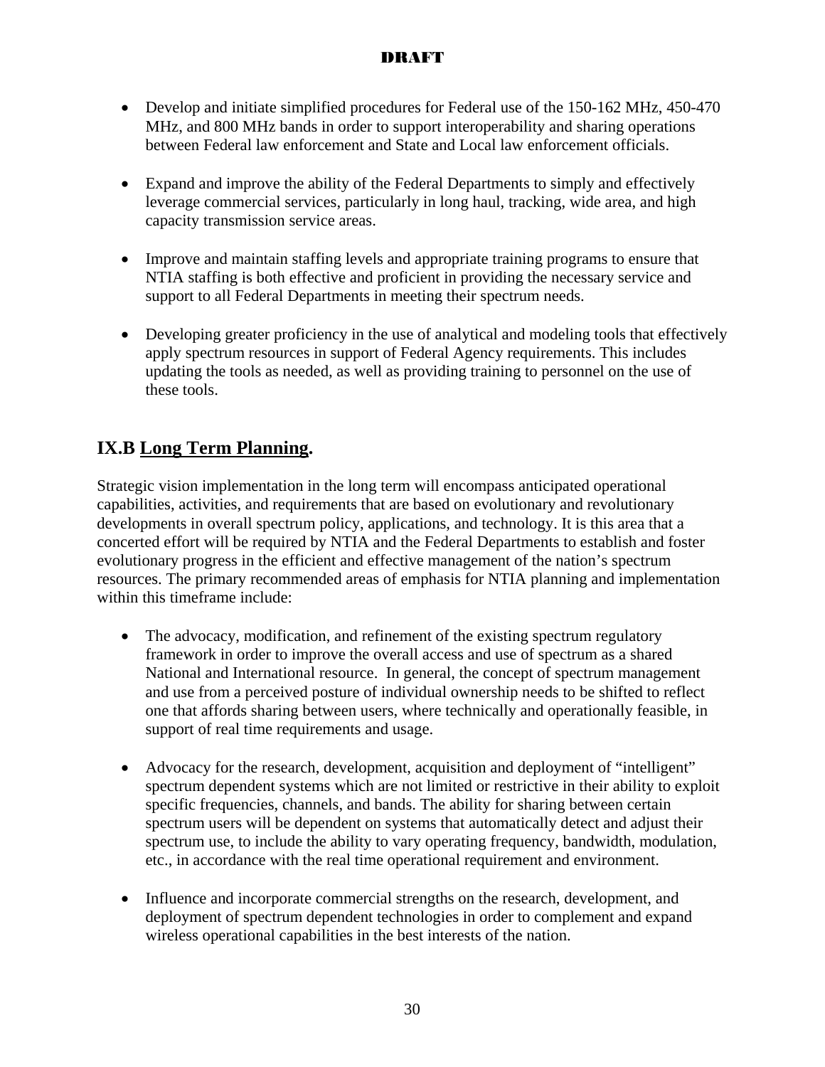- Develop and initiate simplified procedures for Federal use of the 150-162 MHz, 450-470 MHz, and 800 MHz bands in order to support interoperability and sharing operations between Federal law enforcement and State and Local law enforcement officials.

- Expand and improve the ability of the Federal Departments to simply and effectively leverage commercial services, particularly in long haul, tracking, wide area, and high capacity transmission service areas.

- Improve and maintain staffing levels and appropriate training programs to ensure that NTIA staffing is both effective and proficient in providing the necessary service and support to all Federal Departments in meeting their spectrum needs.

- Developing greater proficiency in the use of analytical and modeling tools that effectively apply spectrum resources in support of Federal Agency requirements. This includes updating the tools as needed, as well as providing training to personnel on the use of these tools.

## IX.B Long Term Planning.

Strategic vision implementation in the long term will encompass anticipated operational capabilities, activities, and requirements that are based on evolutionary and revolutionary developments in overall spectrum policy, applications, and technology. It is this area that a concerted effort will be required by NTIA and the Federal Departments to establish and foster evolutionary progress in the efficient and effective management of the nation's spectrum resources. The primary recommended areas of emphasis for NTIA planning and implementation within this timeframe include:

- The advocacy, modification, and refinement of the existing spectrum regulatory framework in order to improve the overall access and use of spectrum as a shared National and International resource. In general, the concept of spectrum management and use from a perceived posture of individual ownership needs to be shifted to reflect one that affords sharing between users, where technically and operationally feasible, in support of real time requirements and usage.

- Advocacy for the research, development, acquisition and deployment of "intelligent" spectrum dependent systems which are not limited or restrictive in their ability to exploit specific frequencies, channels, and bands. The ability for sharing between certain spectrum users will be dependent on systems that automatically detect and adjust their spectrum use, to include the ability to vary operating frequency, bandwidth, modulation, etc., in accordance with the real time operational requirement and environment.

- Influence and incorporate commercial strengths on the research, development, and deployment of spectrum dependent technologies in order to complement and expand wireless operational capabilities in the best interests of the nation.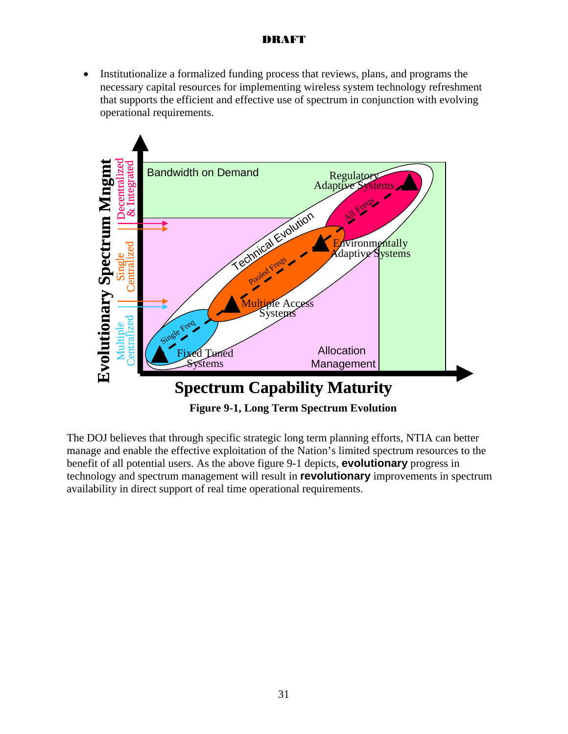- Institutionalize a formalized funding process that reviews, plans, and programs the necessary capital resources for implementing wireless system technology refreshment that supports the efficient and effective use of spectrum in conjunction with evolving operational requirements.

Evolutionary Spectrum Mngmt

Decentralized & Integrated

Single Centralized

Multiple Centralized

Bandwidth on Demand

Regulatory Adaptive Systems

All Freqs

Technical Evolution

Environmentally Adaptive Systems

Pooled Freqs

Multiple Access Systems

Single Freq

Fixed Tuned Systems

Allocation Management

Spectrum Capability Maturity

**Figure 9-1, Long Term Spectrum Evolution**

The DOJ believes that through specific strategic long term planning efforts, NTIA can better manage and enable the effective exploitation of the Nation's limited spectrum resources to the benefit of all potential users. As the above figure 9-1 depicts, **evolutionary** progress in technology and spectrum management will result in **revolutionary** improvements in spectrum availability in direct support of real time operational requirements.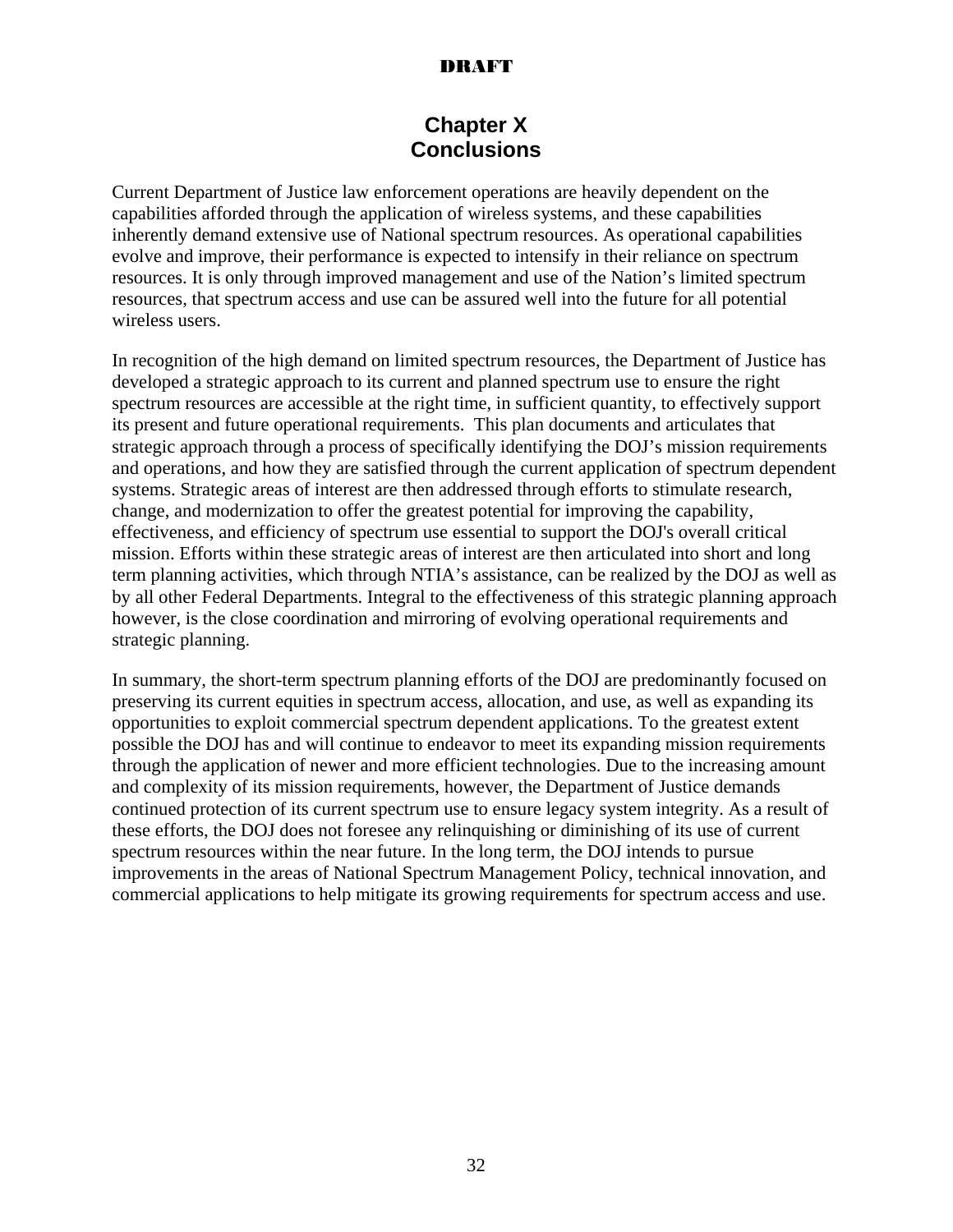# Chapter X
# Conclusions

Current Department of Justice law enforcement operations are heavily dependent on the capabilities afforded through the application of wireless systems, and these capabilities inherently demand extensive use of National spectrum resources. As operational capabilities evolve and improve, their performance is expected to intensify in their reliance on spectrum resources. It is only through improved management and use of the Nation's limited spectrum resources, that spectrum access and use can be assured well into the future for all potential wireless users.

In recognition of the high demand on limited spectrum resources, the Department of Justice has developed a strategic approach to its current and planned spectrum use to ensure the right spectrum resources are accessible at the right time, in sufficient quantity, to effectively support its present and future operational requirements. This plan documents and articulates that strategic approach through a process of specifically identifying the DOJ's mission requirements and operations, and how they are satisfied through the current application of spectrum dependent systems. Strategic areas of interest are then addressed through efforts to stimulate research, change, and modernization to offer the greatest potential for improving the capability, effectiveness, and efficiency of spectrum use essential to support the DOJ's overall critical mission. Efforts within these strategic areas of interest are then articulated into short and long term planning activities, which through NTIA's assistance, can be realized by the DOJ as well as by all other Federal Departments. Integral to the effectiveness of this strategic planning approach however, is the close coordination and mirroring of evolving operational requirements and strategic planning.

In summary, the short-term spectrum planning efforts of the DOJ are predominantly focused on preserving its current equities in spectrum access, allocation, and use, as well as expanding its opportunities to exploit commercial spectrum dependent applications. To the greatest extent possible the DOJ has and will continue to endeavor to meet its expanding mission requirements through the application of newer and more efficient technologies. Due to the increasing amount and complexity of its mission requirements, however, the Department of Justice demands continued protection of its current spectrum use to ensure legacy system integrity. As a result of these efforts, the DOJ does not foresee any relinquishing or diminishing of its use of current spectrum resources within the near future. In the long term, the DOJ intends to pursue improvements in the areas of National Spectrum Management Policy, technical innovation, and commercial applications to help mitigate its growing requirements for spectrum access and use.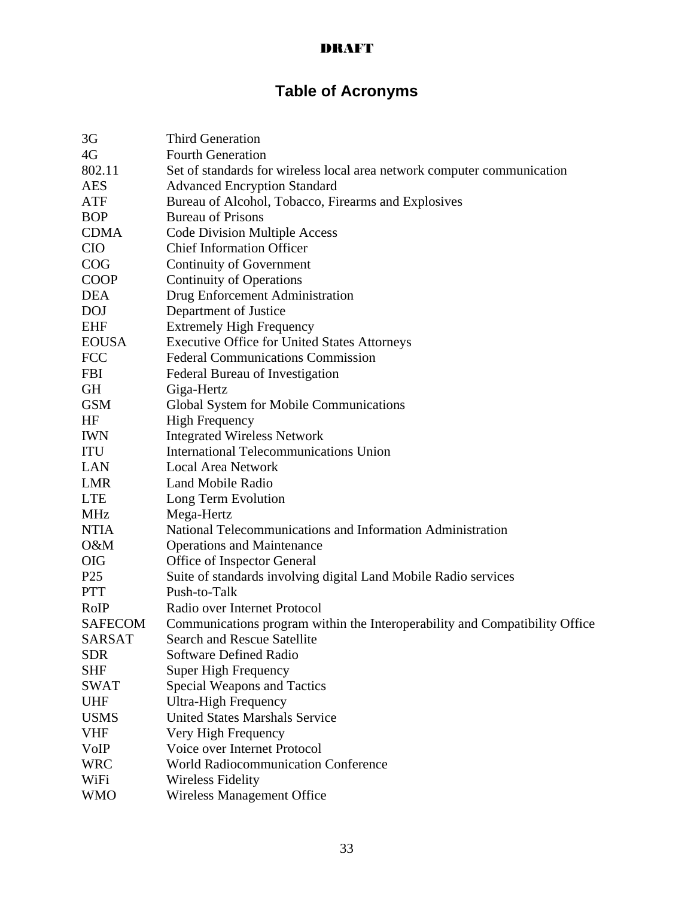# Table of Acronyms

| | |
|---|---|
| 3G | Third Generation |
| 4G | Fourth Generation |
| 802.11 | Set of standards for wireless local area network computer communication |
| AES | Advanced Encryption Standard |
| ATF | Bureau of Alcohol, Tobacco, Firearms and Explosives |
| BOP | Bureau of Prisons |
| CDMA | Code Division Multiple Access |
| CIO | Chief Information Officer |
| COG | Continuity of Government |
| COOP | Continuity of Operations |
| DEA | Drug Enforcement Administration |
| DOJ | Department of Justice |
| EHF | Extremely High Frequency |
| EOUSA | Executive Office for United States Attorneys |
| FCC | Federal Communications Commission |
| FBI | Federal Bureau of Investigation |
| GH | Giga-Hertz |
| GSM | Global System for Mobile Communications |
| HF | High Frequency |
| IWN | Integrated Wireless Network |
| ITU | International Telecommunications Union |
| LAN | Local Area Network |
| LMR | Land Mobile Radio |
| LTE | Long Term Evolution |
| MHz | Mega-Hertz |
| NTIA | National Telecommunications and Information Administration |
| O&M | Operations and Maintenance |
| OIG | Office of Inspector General |
| P25 | Suite of standards involving digital Land Mobile Radio services |
| PTT | Push-to-Talk |
| RoIP | Radio over Internet Protocol |
| SAFECOM | Communications program within the Interoperability and Compatibility Office |
| SARSAT | Search and Rescue Satellite |
| SDR | Software Defined Radio |
| SHF | Super High Frequency |
| SWAT | Special Weapons and Tactics |
| UHF | Ultra-High Frequency |
| USMS | United States Marshals Service |
| VHF | Very High Frequency |
| VoIP | Voice over Internet Protocol |
| WRC | World Radiocommunication Conference |
| WiFi | Wireless Fidelity |
| WMO | Wireless Management Office |